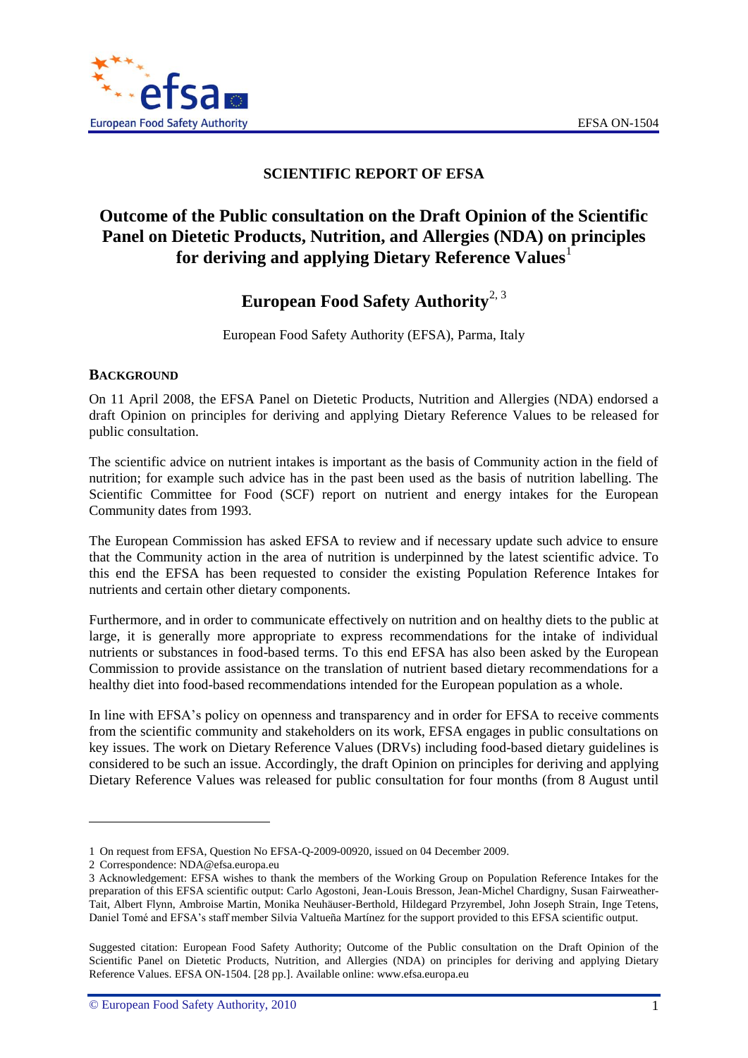SCIENTIFIC REPORT OF EFSA

# Outcome of the Public consultation on the Draft Opinion of the Scientific Panel on Dietetic Products, Nutrition, and Allergies (NDA) on principles for deriving and applying Dietary Reference Values[1]

## European Food Safety Authority[2, 3]

European Food Safety Authority (EFSA), Parma, Italy

## BACKGROUND

On 11 April 2008, the EFSA Panel on Dietetic Products, Nutrition and Allergies (NDA) endorsed a draft Opinion on principles for deriving and applying Dietary Reference Values to be released for public consultation.

The scientific advice on nutrient intakes is important as the basis of Community action in the field of nutrition; for example such advice has in the past been used as the basis of nutrition labelling. The Scientific Committee for Food (SCF) report on nutrient and energy intakes for the European Community dates from 1993.

The European Commission has asked EFSA to review and if necessary update such advice to ensure that the Community action in the area of nutrition is underpinned by the latest scientific advice. To this end the EFSA has been requested to consider the existing Population Reference Intakes for nutrients and certain other dietary components.

Furthermore, and in order to communicate effectively on nutrition and on healthy diets to the public at large, it is generally more appropriate to express recommendations for the intake of individual nutrients or substances in food-based terms. To this end EFSA has also been asked by the European Commission to provide assistance on the translation of nutrient based dietary recommendations for a healthy diet into food-based recommendations intended for the European population as a whole.

In line with EFSA's policy on openness and transparency and in order for EFSA to receive comments from the scientific community and stakeholders on its work, EFSA engages in public consultations on key issues. The work on Dietary Reference Values (DRVs) including food-based dietary guidelines is considered to be such an issue. Accordingly, the draft Opinion on principles for deriving and applying Dietary Reference Values was released for public consultation for four months (from 8 August until

---

1 On request from EFSA, Question No EFSA-Q-2009-00920, issued on 04 December 2009.

2 Correspondence: NDA@efsa.europa.eu

3 Acknowledgement: EFSA wishes to thank the members of the Working Group on Population Reference Intakes for the preparation of this EFSA scientific output: Carlo Agostoni, Jean-Louis Bresson, Jean-Michel Chardigny, Susan Fairweather-Tait, Albert Flynn, Ambroise Martin, Monika Neuhäuser-Berthold, Hildegard Przyrembel, John Joseph Strain, Inge Tetens, Daniel Tomé and EFSA's staff member Silvia Valtueña Martínez for the support provided to this EFSA scientific output.

Suggested citation: European Food Safety Authority; Outcome of the Public consultation on the Draft Opinion of the Scientific Panel on Dietetic Products, Nutrition, and Allergies (NDA) on principles for deriving and applying Dietary Reference Values. EFSA ON-1504. [28 pp.]. Available online: www.efsa.europa.eu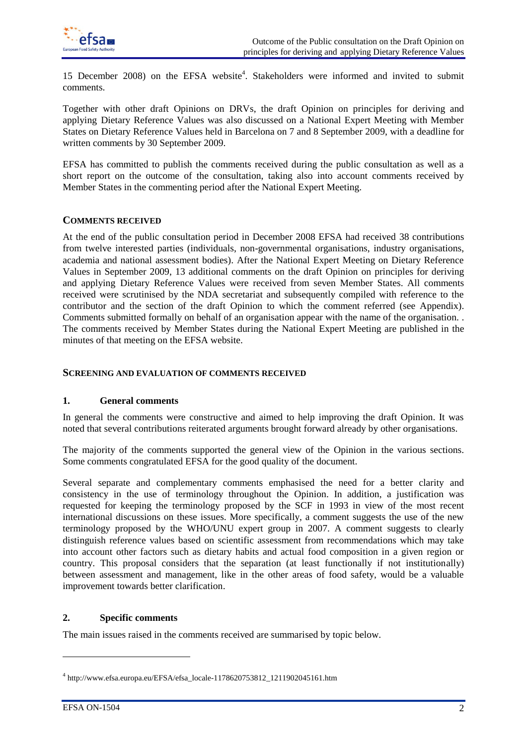15 December 2008) on the EFSA website[4]. Stakeholders were informed and invited to submit comments.

Together with other draft Opinions on DRVs, the draft Opinion on principles for deriving and applying Dietary Reference Values was also discussed on a National Expert Meeting with Member States on Dietary Reference Values held in Barcelona on 7 and 8 September 2009, with a deadline for written comments by 30 September 2009.

EFSA has committed to publish the comments received during the public consultation as well as a short report on the outcome of the consultation, taking also into account comments received by Member States in the commenting period after the National Expert Meeting.

## COMMENTS RECEIVED

At the end of the public consultation period in December 2008 EFSA had received 38 contributions from twelve interested parties (individuals, non-governmental organisations, industry organisations, academia and national assessment bodies). After the National Expert Meeting on Dietary Reference Values in September 2009, 13 additional comments on the draft Opinion on principles for deriving and applying Dietary Reference Values were received from seven Member States. All comments received were scrutinised by the NDA secretariat and subsequently compiled with reference to the contributor and the section of the draft Opinion to which the comment referred (see Appendix). Comments submitted formally on behalf of an organisation appear with the name of the organisation. . The comments received by Member States during the National Expert Meeting are published in the minutes of that meeting on the EFSA website.

## SCREENING AND EVALUATION OF COMMENTS RECEIVED

### 1. General comments

In general the comments were constructive and aimed to help improving the draft Opinion. It was noted that several contributions reiterated arguments brought forward already by other organisations.

The majority of the comments supported the general view of the Opinion in the various sections. Some comments congratulated EFSA for the good quality of the document.

Several separate and complementary comments emphasised the need for a better clarity and consistency in the use of terminology throughout the Opinion. In addition, a justification was requested for keeping the terminology proposed by the SCF in 1993 in view of the most recent international discussions on these issues. More specifically, a comment suggests the use of the new terminology proposed by the WHO/UNU expert group in 2007. A comment suggests to clearly distinguish reference values based on scientific assessment from recommendations which may take into account other factors such as dietary habits and actual food composition in a given region or country. This proposal considers that the separation (at least functionally if not institutionally) between assessment and management, like in the other areas of food safety, would be a valuable improvement towards better clarification.

### 2. Specific comments

The main issues raised in the comments received are summarised by topic below.

---

[4] http://www.efsa.europa.eu/EFSA/efsa_locale-1178620753812_1211902045161.htm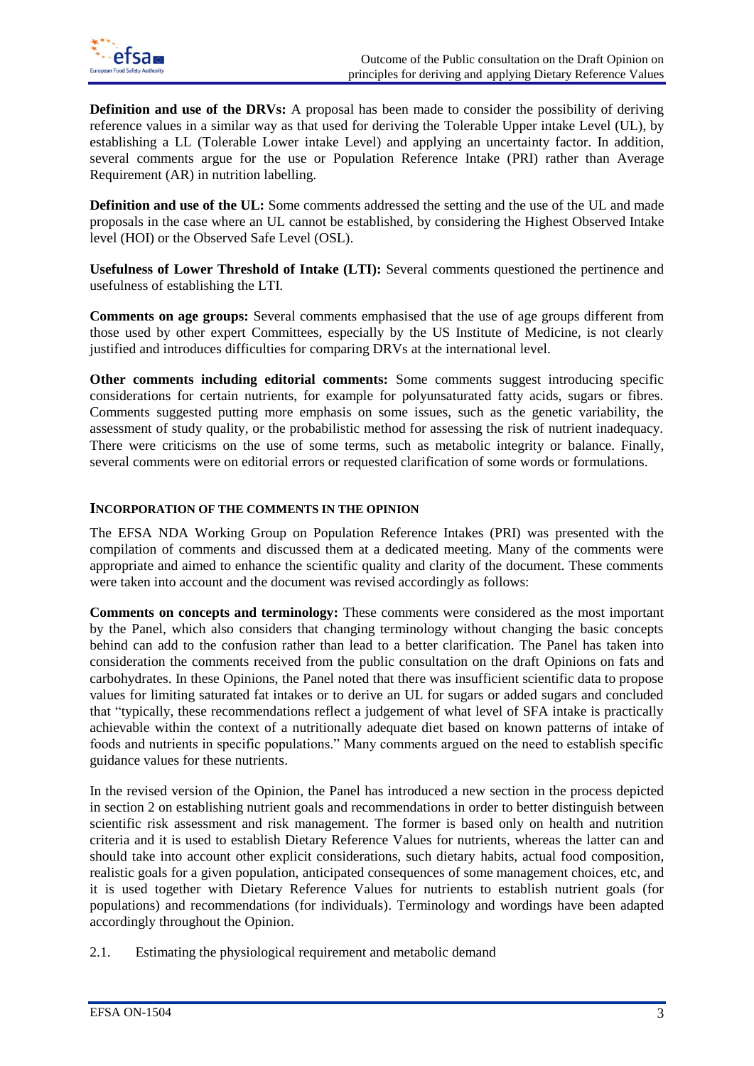**Definition and use of the DRVs:** A proposal has been made to consider the possibility of deriving reference values in a similar way as that used for deriving the Tolerable Upper intake Level (UL), by establishing a LL (Tolerable Lower intake Level) and applying an uncertainty factor. In addition, several comments argue for the use or Population Reference Intake (PRI) rather than Average Requirement (AR) in nutrition labelling.

**Definition and use of the UL:** Some comments addressed the setting and the use of the UL and made proposals in the case where an UL cannot be established, by considering the Highest Observed Intake level (HOI) or the Observed Safe Level (OSL).

**Usefulness of Lower Threshold of Intake (LTI):** Several comments questioned the pertinence and usefulness of establishing the LTI.

**Comments on age groups:** Several comments emphasised that the use of age groups different from those used by other expert Committees, especially by the US Institute of Medicine, is not clearly justified and introduces difficulties for comparing DRVs at the international level.

**Other comments including editorial comments:** Some comments suggest introducing specific considerations for certain nutrients, for example for polyunsaturated fatty acids, sugars or fibres. Comments suggested putting more emphasis on some issues, such as the genetic variability, the assessment of study quality, or the probabilistic method for assessing the risk of nutrient inadequacy. There were criticisms on the use of some terms, such as metabolic integrity or balance. Finally, several comments were on editorial errors or requested clarification of some words or formulations.

## Incorporation of the comments in the opinion

The EFSA NDA Working Group on Population Reference Intakes (PRI) was presented with the compilation of comments and discussed them at a dedicated meeting. Many of the comments were appropriate and aimed to enhance the scientific quality and clarity of the document. These comments were taken into account and the document was revised accordingly as follows:

**Comments on concepts and terminology:** These comments were considered as the most important by the Panel, which also considers that changing terminology without changing the basic concepts behind can add to the confusion rather than lead to a better clarification. The Panel has taken into consideration the comments received from the public consultation on the draft Opinions on fats and carbohydrates. In these Opinions, the Panel noted that there was insufficient scientific data to propose values for limiting saturated fat intakes or to derive an UL for sugars or added sugars and concluded that "typically, these recommendations reflect a judgement of what level of SFA intake is practically achievable within the context of a nutritionally adequate diet based on known patterns of intake of foods and nutrients in specific populations." Many comments argued on the need to establish specific guidance values for these nutrients.

In the revised version of the Opinion, the Panel has introduced a new section in the process depicted in section 2 on establishing nutrient goals and recommendations in order to better distinguish between scientific risk assessment and risk management. The former is based only on health and nutrition criteria and it is used to establish Dietary Reference Values for nutrients, whereas the latter can and should take into account other explicit considerations, such dietary habits, actual food composition, realistic goals for a given population, anticipated consequences of some management choices, etc, and it is used together with Dietary Reference Values for nutrients to establish nutrient goals (for populations) and recommendations (for individuals). Terminology and wordings have been adapted accordingly throughout the Opinion.

2.1. Estimating the physiological requirement and metabolic demand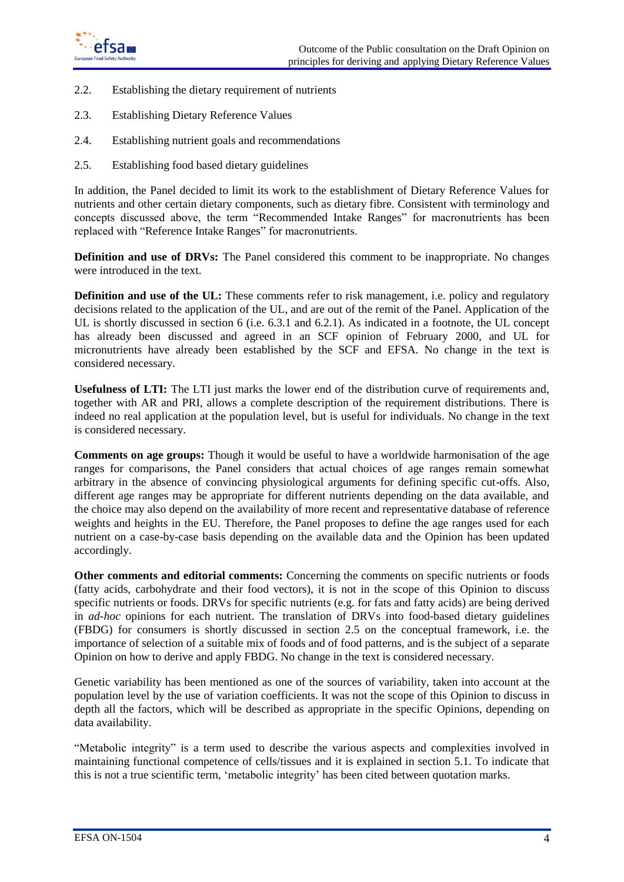2.2. Establishing the dietary requirement of nutrients

2.3. Establishing Dietary Reference Values

2.4. Establishing nutrient goals and recommendations

2.5. Establishing food based dietary guidelines

In addition, the Panel decided to limit its work to the establishment of Dietary Reference Values for nutrients and other certain dietary components, such as dietary fibre. Consistent with terminology and concepts discussed above, the term "Recommended Intake Ranges" for macronutrients has been replaced with "Reference Intake Ranges" for macronutrients.

**Definition and use of DRVs:** The Panel considered this comment to be inappropriate. No changes were introduced in the text.

**Definition and use of the UL:** These comments refer to risk management, i.e. policy and regulatory decisions related to the application of the UL, and are out of the remit of the Panel. Application of the UL is shortly discussed in section 6 (i.e. 6.3.1 and 6.2.1). As indicated in a footnote, the UL concept has already been discussed and agreed in an SCF opinion of February 2000, and UL for micronutrients have already been established by the SCF and EFSA. No change in the text is considered necessary.

**Usefulness of LTI:** The LTI just marks the lower end of the distribution curve of requirements and, together with AR and PRI, allows a complete description of the requirement distributions. There is indeed no real application at the population level, but is useful for individuals. No change in the text is considered necessary.

**Comments on age groups:** Though it would be useful to have a worldwide harmonisation of the age ranges for comparisons, the Panel considers that actual choices of age ranges remain somewhat arbitrary in the absence of convincing physiological arguments for defining specific cut-offs. Also, different age ranges may be appropriate for different nutrients depending on the data available, and the choice may also depend on the availability of more recent and representative database of reference weights and heights in the EU. Therefore, the Panel proposes to define the age ranges used for each nutrient on a case-by-case basis depending on the available data and the Opinion has been updated accordingly.

**Other comments and editorial comments:** Concerning the comments on specific nutrients or foods (fatty acids, carbohydrate and their food vectors), it is not in the scope of this Opinion to discuss specific nutrients or foods. DRVs for specific nutrients (e.g. for fats and fatty acids) are being derived in *ad-hoc* opinions for each nutrient. The translation of DRVs into food-based dietary guidelines (FBDG) for consumers is shortly discussed in section 2.5 on the conceptual framework, i.e. the importance of selection of a suitable mix of foods and of food patterns, and is the subject of a separate Opinion on how to derive and apply FBDG. No change in the text is considered necessary.

Genetic variability has been mentioned as one of the sources of variability, taken into account at the population level by the use of variation coefficients. It was not the scope of this Opinion to discuss in depth all the factors, which will be described as appropriate in the specific Opinions, depending on data availability.

"Metabolic integrity" is a term used to describe the various aspects and complexities involved in maintaining functional competence of cells/tissues and it is explained in section 5.1. To indicate that this is not a true scientific term, 'metabolic integrity' has been cited between quotation marks.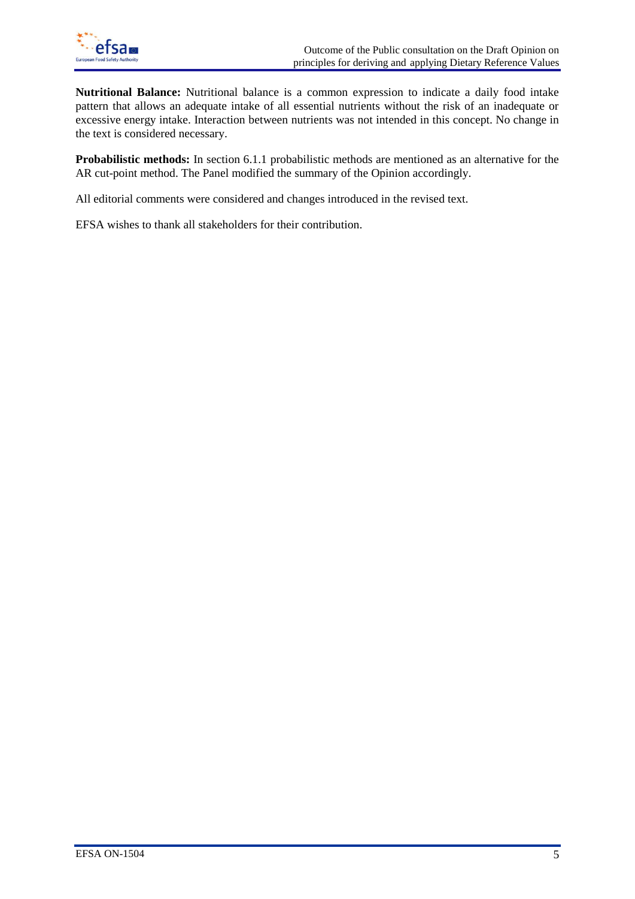**Nutritional Balance:** Nutritional balance is a common expression to indicate a daily food intake pattern that allows an adequate intake of all essential nutrients without the risk of an inadequate or excessive energy intake. Interaction between nutrients was not intended in this concept. No change in the text is considered necessary.

**Probabilistic methods:** In section 6.1.1 probabilistic methods are mentioned as an alternative for the AR cut-point method. The Panel modified the summary of the Opinion accordingly.

All editorial comments were considered and changes introduced in the revised text.

EFSA wishes to thank all stakeholders for their contribution.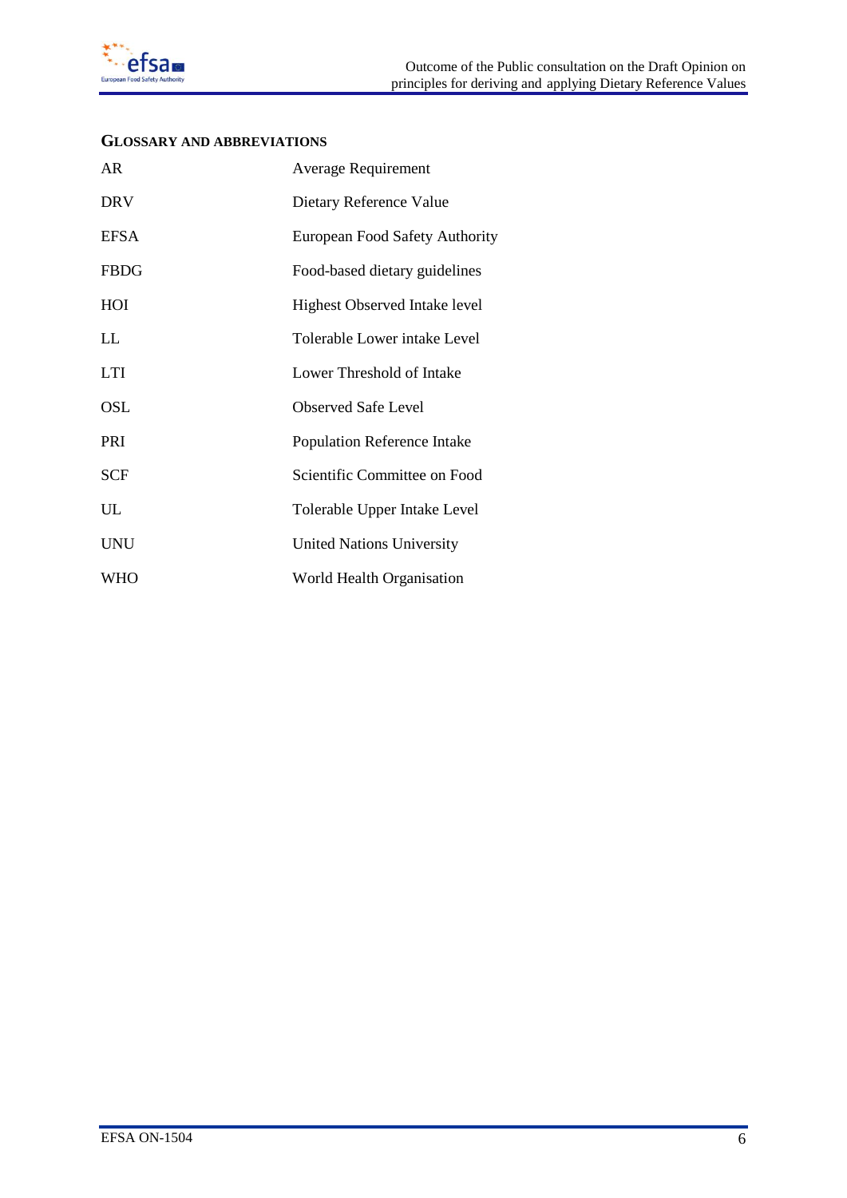## GLOSSARY AND ABBREVIATIONS

| | |
|---|---|
| AR | Average Requirement |
| DRV | Dietary Reference Value |
| EFSA | European Food Safety Authority |
| FBDG | Food-based dietary guidelines |
| HOI | Highest Observed Intake level |
| LL | Tolerable Lower intake Level |
| LTI | Lower Threshold of Intake |
| OSL | Observed Safe Level |
| PRI | Population Reference Intake |
| SCF | Scientific Committee on Food |
| UL | Tolerable Upper Intake Level |
| UNU | United Nations University |
| WHO | World Health Organisation |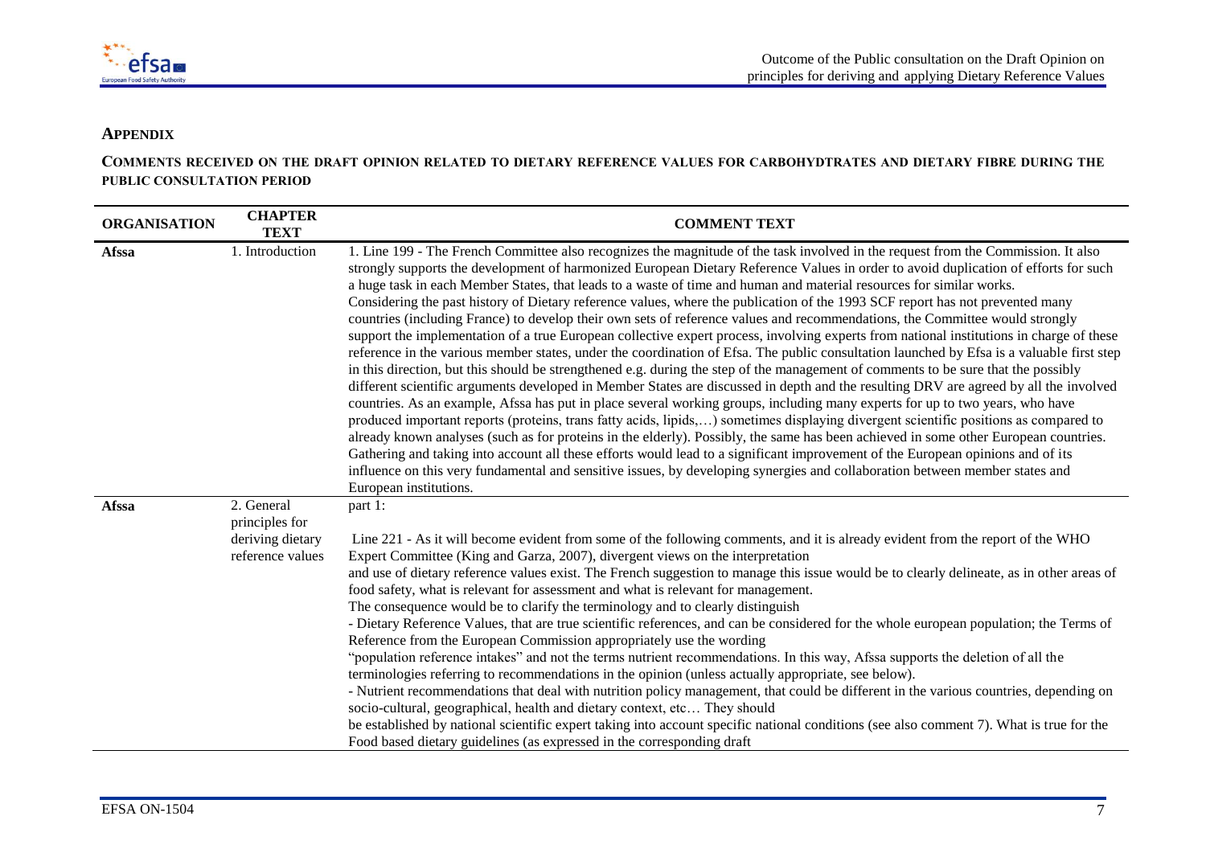## APPENDIX

### COMMENTS RECEIVED ON THE DRAFT OPINION RELATED TO DIETARY REFERENCE VALUES FOR CARBOHYDTRATES AND DIETARY FIBRE DURING THE PUBLIC CONSULTATION PERIOD

| ORGANISATION | CHAPTER TEXT | COMMENT TEXT |
|---|---|---|
| Afssa | 1. Introduction | 1. Line 199 - The French Committee also recognizes the magnitude of the task involved in the request from the Commission. It also strongly supports the development of harmonized European Dietary Reference Values in order to avoid duplication of efforts for such a huge task in each Member States, that leads to a waste of time and human and material resources for similar works. Considering the past history of Dietary reference values, where the publication of the 1993 SCF report has not prevented many countries (including France) to develop their own sets of reference values and recommendations, the Committee would strongly support the implementation of a true European collective expert process, involving experts from national institutions in charge of these reference in the various member states, under the coordination of Efsa. The public consultation launched by Efsa is a valuable first step in this direction, but this should be strengthened e.g. during the step of the management of comments to be sure that the possibly different scientific arguments developed in Member States are discussed in depth and the resulting DRV are agreed by all the involved countries. As an example, Afssa has put in place several working groups, including many experts for up to two years, who have produced important reports (proteins, trans fatty acids, lipids,…) sometimes displaying divergent scientific positions as compared to already known analyses (such as for proteins in the elderly). Possibly, the same has been achieved in some other European countries. Gathering and taking into account all these efforts would lead to a significant improvement of the European opinions and of its influence on this very fundamental and sensitive issues, by developing synergies and collaboration between member states and European institutions. |
| Afssa | 2. General principles for deriving dietary reference values | part 1:<br><br>Line 221 - As it will become evident from some of the following comments, and it is already evident from the report of the WHO Expert Committee (King and Garza, 2007), divergent views on the interpretation and use of dietary reference values exist. The French suggestion to manage this issue would be to clearly delineate, as in other areas of food safety, what is relevant for assessment and what is relevant for management.<br>The consequence would be to clarify the terminology and to clearly distinguish<br>- Dietary Reference Values, that are true scientific references, and can be considered for the whole european population; the Terms of Reference from the European Commission appropriately use the wording "population reference intakes" and not the terms nutrient recommendations. In this way, Afssa supports the deletion of all the terminologies referring to recommendations in the opinion (unless actually appropriate, see below).<br>- Nutrient recommendations that deal with nutrition policy management, that could be different in the various countries, depending on socio-cultural, geographical, health and dietary context, etc… They should be established by national scientific expert taking into account specific national conditions (see also comment 7). What is true for the Food based dietary guidelines (as expressed in the corresponding draft |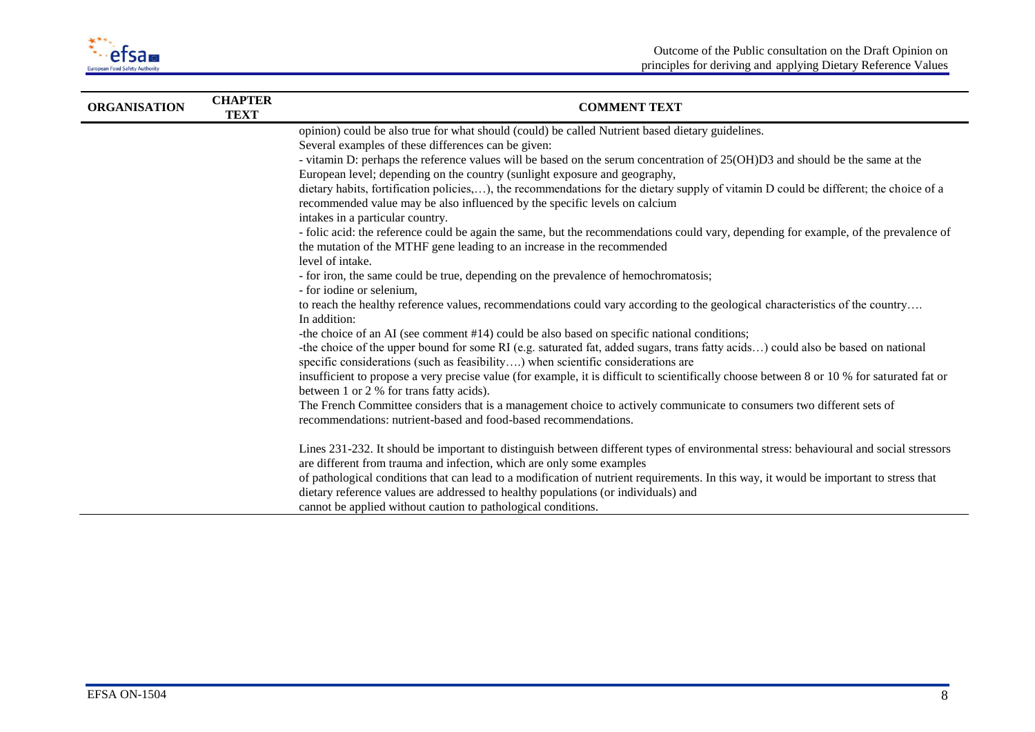| ORGANISATION | CHAPTER TEXT | COMMENT TEXT |
|---|---|---|
| | | opinion) could be also true for what should (could) be called Nutrient based dietary guidelines.<br>Several examples of these differences can be given:<br>- vitamin D: perhaps the reference values will be based on the serum concentration of 25(OH)D3 and should be the same at the European level; depending on the country (sunlight exposure and geography, dietary habits, fortification policies,…), the recommendations for the dietary supply of vitamin D could be different; the choice of a recommended value may be also influenced by the specific levels on calcium intakes in a particular country.<br>- folic acid: the reference could be again the same, but the recommendations could vary, depending for example, of the prevalence of the mutation of the MTHF gene leading to an increase in the recommended level of intake.<br>- for iron, the same could be true, depending on the prevalence of hemochromatosis;<br>- for iodine or selenium, to reach the healthy reference values, recommendations could vary according to the geological characteristics of the country….<br>In addition:<br>-the choice of an AI (see comment #14) could be also based on specific national conditions;<br>-the choice of the upper bound for some RI (e.g. saturated fat, added sugars, trans fatty acids…) could also be based on national specific considerations (such as feasibility….) when scientific considerations are insufficient to propose a very precise value (for example, it is difficult to scientifically choose between 8 or 10 % for saturated fat or between 1 or 2 % for trans fatty acids).<br>The French Committee considers that is a management choice to actively communicate to consumers two different sets of recommendations: nutrient-based and food-based recommendations.<br><br>Lines 231-232. It should be important to distinguish between different types of environmental stress: behavioural and social stressors are different from trauma and infection, which are only some examples of pathological conditions that can lead to a modification of nutrient requirements. In this way, it would be important to stress that dietary reference values are addressed to healthy populations (or individuals) and cannot be applied without caution to pathological conditions. |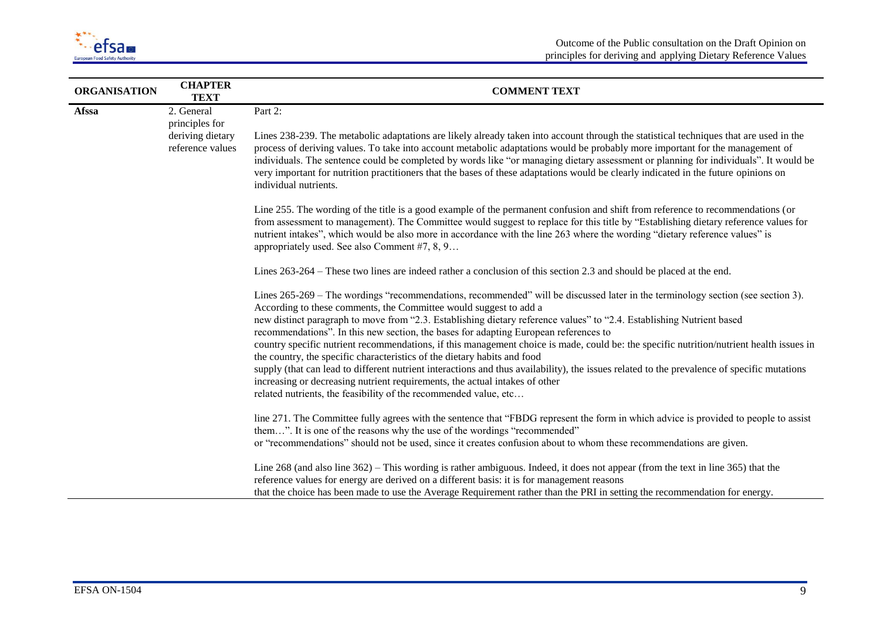| ORGANISATION | CHAPTER TEXT | COMMENT TEXT |
|---|---|---|
| **Afssa** | 2. General principles for deriving dietary reference values | Part 2:<br><br>Lines 238-239. The metabolic adaptations are likely already taken into account through the statistical techniques that are used in the process of deriving values. To take into account metabolic adaptations would be probably more important for the management of individuals. The sentence could be completed by words like "or managing dietary assessment or planning for individuals". It would be very important for nutrition practitioners that the bases of these adaptations would be clearly indicated in the future opinions on individual nutrients.<br><br>Line 255. The wording of the title is a good example of the permanent confusion and shift from reference to recommendations (or from assessment to management). The Committee would suggest to replace for this title by "Establishing dietary reference values for nutrient intakes", which would be also more in accordance with the line 263 where the wording "dietary reference values" is appropriately used. See also Comment #7, 8, 9…<br><br>Lines 263-264 – These two lines are indeed rather a conclusion of this section 2.3 and should be placed at the end.<br><br>Lines 265-269 – The wordings "recommendations, recommended" will be discussed later in the terminology section (see section 3). According to these comments, the Committee would suggest to add a new distinct paragraph to move from "2.3. Establishing dietary reference values" to "2.4. Establishing Nutrient based recommendations". In this new section, the bases for adapting European references to country specific nutrient recommendations, if this management choice is made, could be: the specific nutrition/nutrient health issues in the country, the specific characteristics of the dietary habits and food supply (that can lead to different nutrient interactions and thus availability), the issues related to the prevalence of specific mutations increasing or decreasing nutrient requirements, the actual intakes of other related nutrients, the feasibility of the recommended value, etc…<br><br>line 271. The Committee fully agrees with the sentence that "FBDG represent the form in which advice is provided to people to assist them…". It is one of the reasons why the use of the wordings "recommended" or "recommendations" should not be used, since it creates confusion about to whom these recommendations are given.<br><br>Line 268 (and also line 362) – This wording is rather ambiguous. Indeed, it does not appear (from the text in line 365) that the reference values for energy are derived on a different basis: it is for management reasons that the choice has been made to use the Average Requirement rather than the PRI in setting the recommendation for energy. |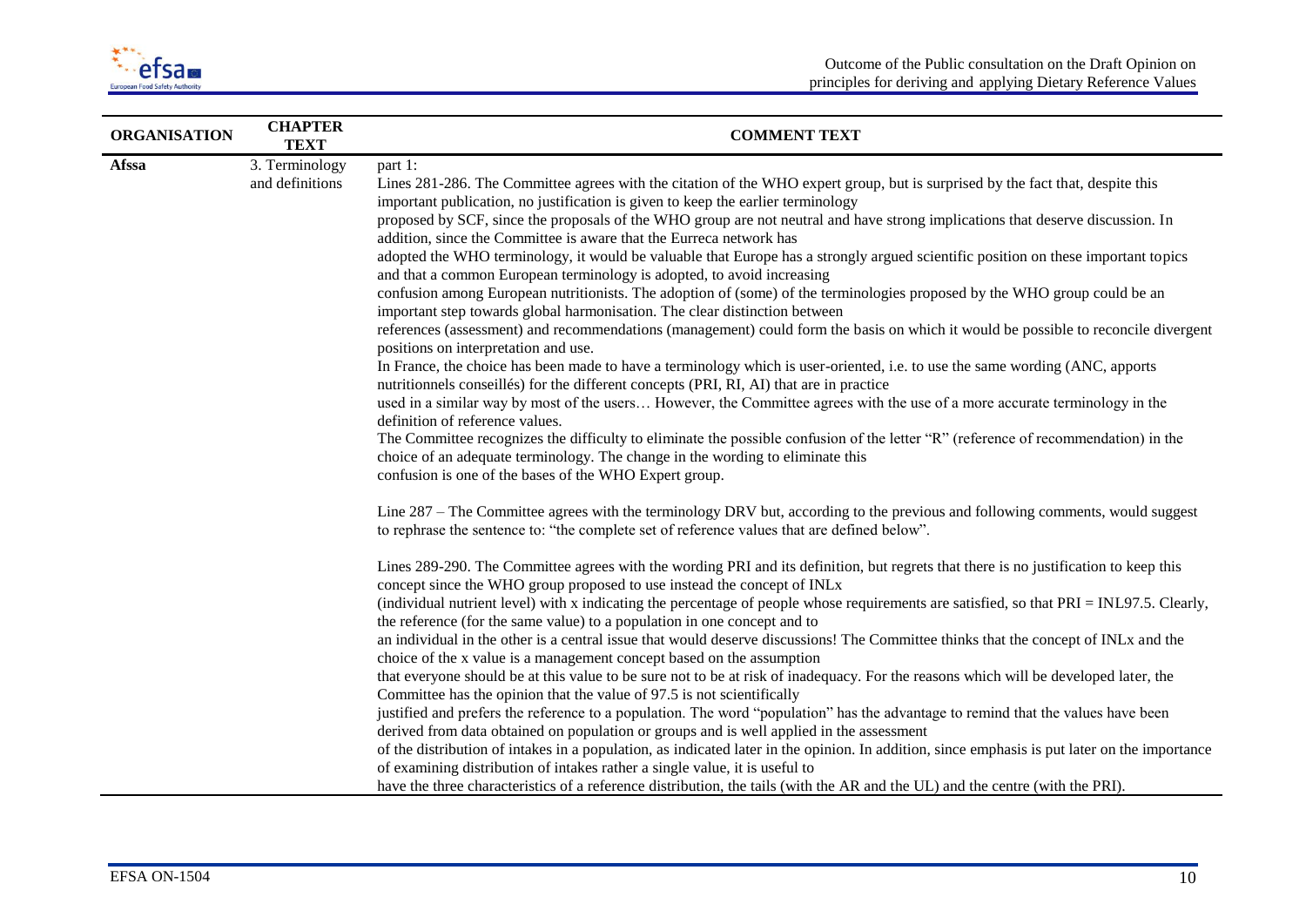| ORGANISATION | CHAPTER TEXT | COMMENT TEXT |
|---|---|---|
| **Afssa** | 3. Terminology and definitions | part 1:<br>Lines 281-286. The Committee agrees with the citation of the WHO expert group, but is surprised by the fact that, despite this important publication, no justification is given to keep the earlier terminology proposed by SCF, since the proposals of the WHO group are not neutral and have strong implications that deserve discussion. In addition, since the Committee is aware that the Eurreca network has adopted the WHO terminology, it would be valuable that Europe has a strongly argued scientific position on these important topics and that a common European terminology is adopted, to avoid increasing confusion among European nutritionists. The adoption of (some) of the terminologies proposed by the WHO group could be an important step towards global harmonisation. The clear distinction between references (assessment) and recommendations (management) could form the basis on which it would be possible to reconcile divergent positions on interpretation and use.<br>In France, the choice has been made to have a terminology which is user-oriented, i.e. to use the same wording (ANC, apports nutritionnels conseillés) for the different concepts (PRI, RI, AI) that are in practice used in a similar way by most of the users… However, the Committee agrees with the use of a more accurate terminology in the definition of reference values.<br>The Committee recognizes the difficulty to eliminate the possible confusion of the letter "R" (reference of recommendation) in the choice of an adequate terminology. The change in the wording to eliminate this confusion is one of the bases of the WHO Expert group.<br><br>Line 287 – The Committee agrees with the terminology DRV but, according to the previous and following comments, would suggest to rephrase the sentence to: "the complete set of reference values that are defined below".<br><br>Lines 289-290. The Committee agrees with the wording PRI and its definition, but regrets that there is no justification to keep this concept since the WHO group proposed to use instead the concept of INLx (individual nutrient level) with x indicating the percentage of people whose requirements are satisfied, so that PRI = INL97.5. Clearly, the reference (for the same value) to a population in one concept and to an individual in the other is a central issue that would deserve discussions! The Committee thinks that the concept of INLx and the choice of the x value is a management concept based on the assumption that everyone should be at this value to be sure not to be at risk of inadequacy. For the reasons which will be developed later, the Committee has the opinion that the value of 97.5 is not scientifically justified and prefers the reference to a population. The word "population" has the advantage to remind that the values have been derived from data obtained on population or groups and is well applied in the assessment of the distribution of intakes in a population, as indicated later in the opinion. In addition, since emphasis is put later on the importance of examining distribution of intakes rather a single value, it is useful to have the three characteristics of a reference distribution, the tails (with the AR and the UL) and the centre (with the PRI). |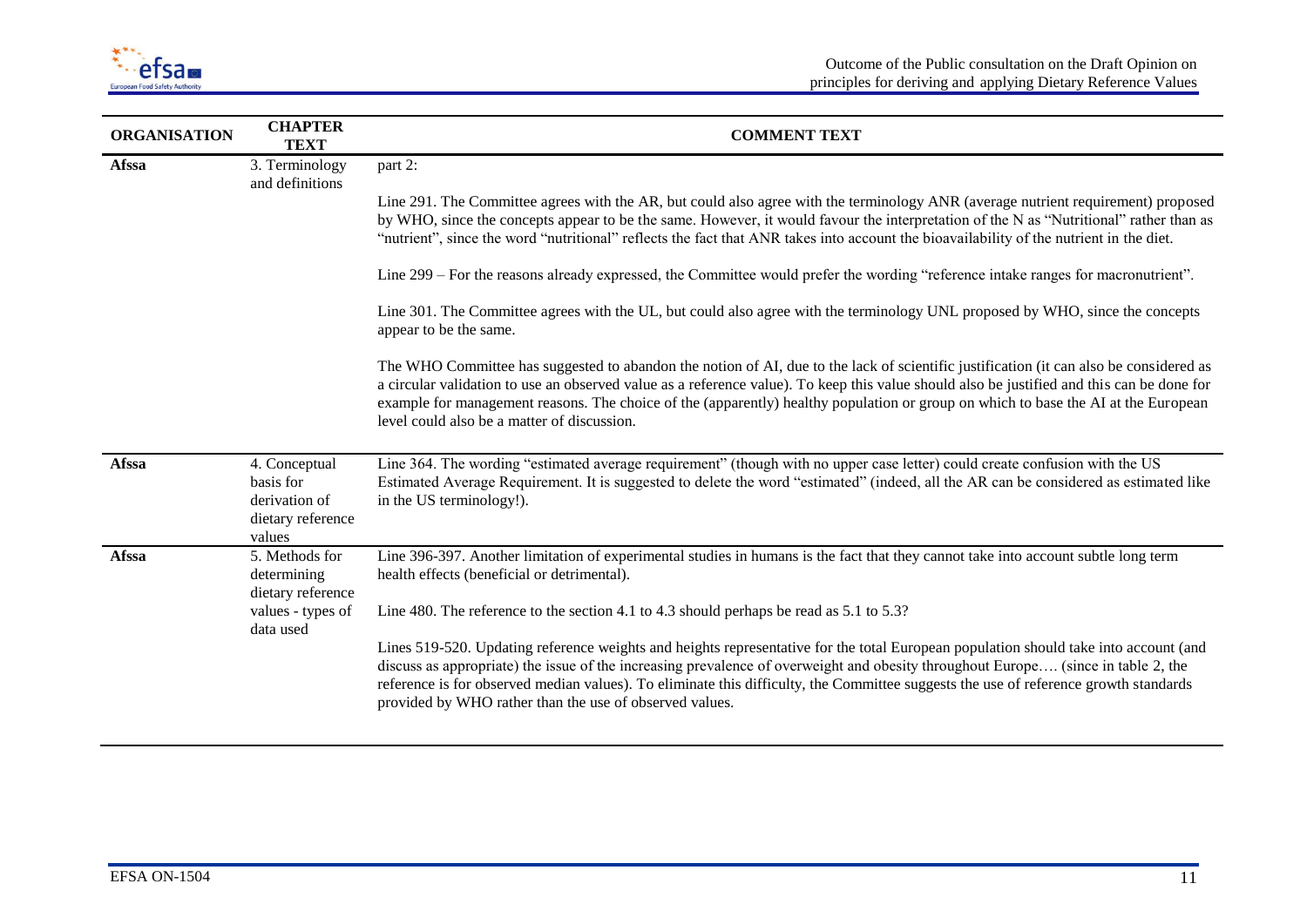| ORGANISATION | CHAPTER TEXT | COMMENT TEXT |
|---|---|---|
| **Afssa** | 3. Terminology and definitions | part 2:<br><br>Line 291. The Committee agrees with the AR, but could also agree with the terminology ANR (average nutrient requirement) proposed by WHO, since the concepts appear to be the same. However, it would favour the interpretation of the N as "Nutritional" rather than as "nutrient", since the word "nutritional" reflects the fact that ANR takes into account the bioavailability of the nutrient in the diet.<br><br>Line 299 – For the reasons already expressed, the Committee would prefer the wording "reference intake ranges for macronutrient".<br><br>Line 301. The Committee agrees with the UL, but could also agree with the terminology UNL proposed by WHO, since the concepts appear to be the same.<br><br>The WHO Committee has suggested to abandon the notion of AI, due to the lack of scientific justification (it can also be considered as a circular validation to use an observed value as a reference value). To keep this value should also be justified and this can be done for example for management reasons. The choice of the (apparently) healthy population or group on which to base the AI at the European level could also be a matter of discussion. |
| **Afssa** | 4. Conceptual basis for derivation of dietary reference values | Line 364. The wording "estimated average requirement" (though with no upper case letter) could create confusion with the US Estimated Average Requirement. It is suggested to delete the word "estimated" (indeed, all the AR can be considered as estimated like in the US terminology!). |
| **Afssa** | 5. Methods for determining dietary reference values - types of data used | Line 396-397. Another limitation of experimental studies in humans is the fact that they cannot take into account subtle long term health effects (beneficial or detrimental).<br><br>Line 480. The reference to the section 4.1 to 4.3 should perhaps be read as 5.1 to 5.3?<br><br>Lines 519-520. Updating reference weights and heights representative for the total European population should take into account (and discuss as appropriate) the issue of the increasing prevalence of overweight and obesity throughout Europe…. (since in table 2, the reference is for observed median values). To eliminate this difficulty, the Committee suggests the use of reference growth standards provided by WHO rather than the use of observed values. |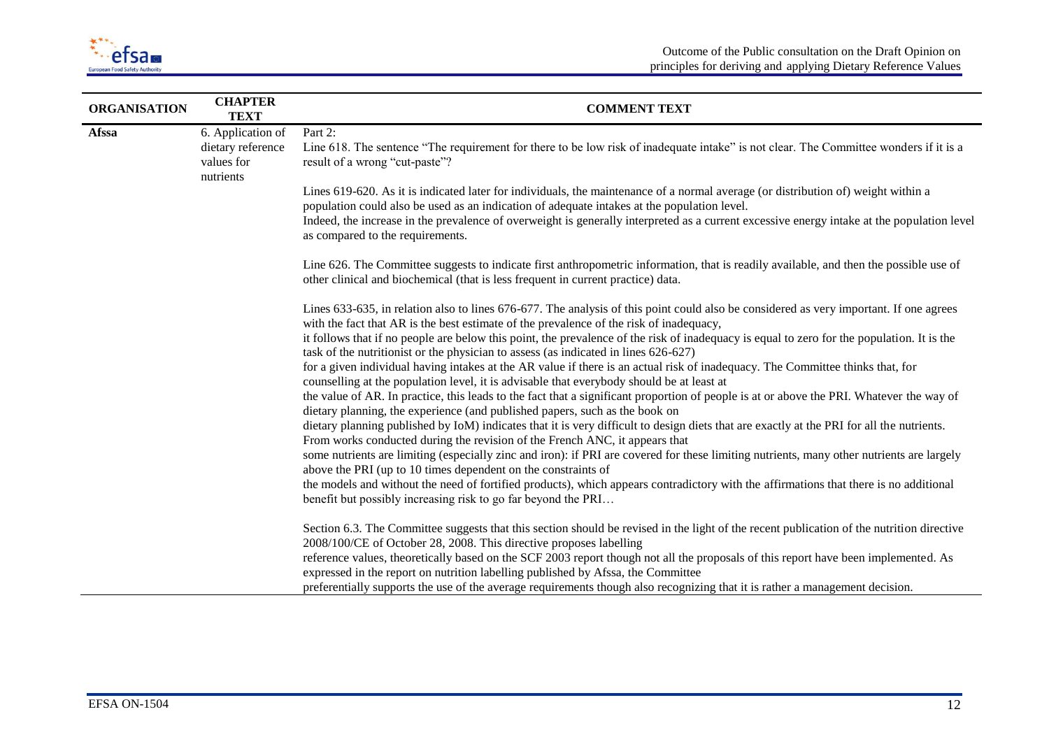| ORGANISATION | CHAPTER TEXT | COMMENT TEXT |
|---|---|---|
| **Afssa** | 6. Application of dietary reference values for nutrients | Part 2:<br>Line 618. The sentence "The requirement for there to be low risk of inadequate intake" is not clear. The Committee wonders if it is a result of a wrong "cut-paste"?<br><br>Lines 619-620. As it is indicated later for individuals, the maintenance of a normal average (or distribution of) weight within a population could also be used as an indication of adequate intakes at the population level.<br>Indeed, the increase in the prevalence of overweight is generally interpreted as a current excessive energy intake at the population level as compared to the requirements.<br><br>Line 626. The Committee suggests to indicate first anthropometric information, that is readily available, and then the possible use of other clinical and biochemical (that is less frequent in current practice) data.<br><br>Lines 633-635, in relation also to lines 676-677. The analysis of this point could also be considered as very important. If one agrees with the fact that AR is the best estimate of the prevalence of the risk of inadequacy,<br>it follows that if no people are below this point, the prevalence of the risk of inadequacy is equal to zero for the population. It is the task of the nutritionist or the physician to assess (as indicated in lines 626-627)<br>for a given individual having intakes at the AR value if there is an actual risk of inadequacy. The Committee thinks that, for counselling at the population level, it is advisable that everybody should be at least at<br>the value of AR. In practice, this leads to the fact that a significant proportion of people is at or above the PRI. Whatever the way of dietary planning, the experience (and published papers, such as the book on<br>dietary planning published by IoM) indicates that it is very difficult to design diets that are exactly at the PRI for all the nutrients. From works conducted during the revision of the French ANC, it appears that<br>some nutrients are limiting (especially zinc and iron): if PRI are covered for these limiting nutrients, many other nutrients are largely above the PRI (up to 10 times dependent on the constraints of<br>the models and without the need of fortified products), which appears contradictory with the affirmations that there is no additional benefit but possibly increasing risk to go far beyond the PRI…<br><br>Section 6.3. The Committee suggests that this section should be revised in the light of the recent publication of the nutrition directive 2008/100/CE of October 28, 2008. This directive proposes labelling<br>reference values, theoretically based on the SCF 2003 report though not all the proposals of this report have been implemented. As expressed in the report on nutrition labelling published by Afssa, the Committee<br>preferentially supports the use of the average requirements though also recognizing that it is rather a management decision. |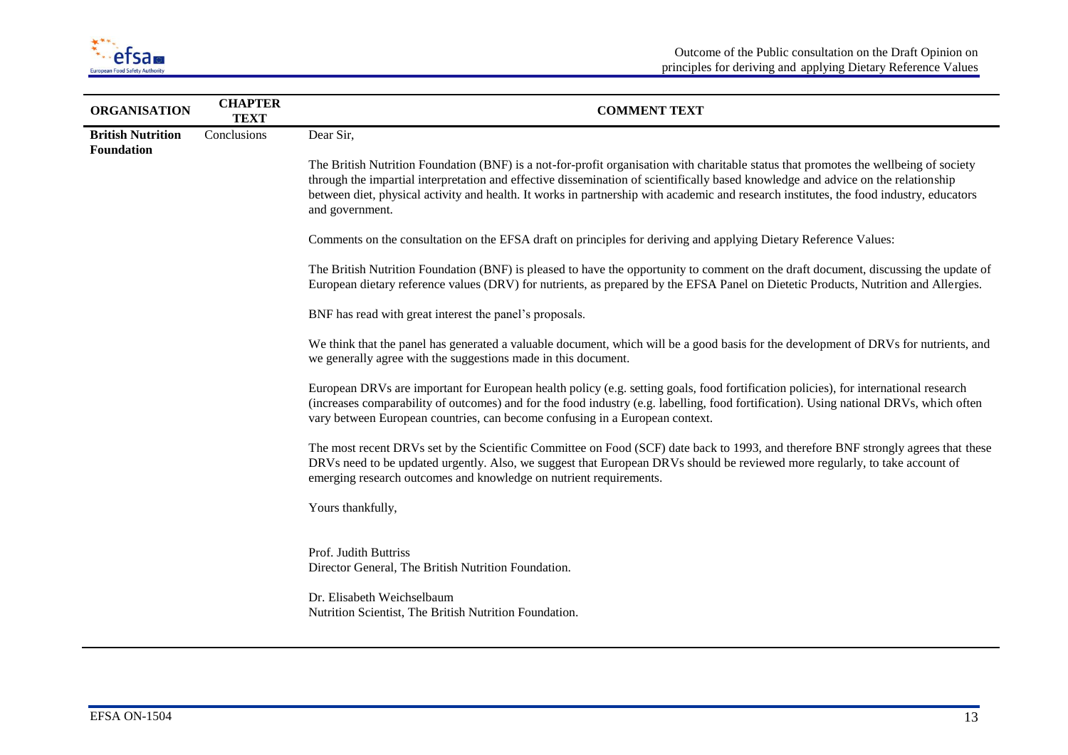| ORGANISATION | CHAPTER TEXT | COMMENT TEXT |
|---|---|---|
| **British Nutrition Foundation** | Conclusions | Dear Sir,<br><br>The British Nutrition Foundation (BNF) is a not-for-profit organisation with charitable status that promotes the wellbeing of society through the impartial interpretation and effective dissemination of scientifically based knowledge and advice on the relationship between diet, physical activity and health. It works in partnership with academic and research institutes, the food industry, educators and government.<br><br>Comments on the consultation on the EFSA draft on principles for deriving and applying Dietary Reference Values:<br><br>The British Nutrition Foundation (BNF) is pleased to have the opportunity to comment on the draft document, discussing the update of European dietary reference values (DRV) for nutrients, as prepared by the EFSA Panel on Dietetic Products, Nutrition and Allergies.<br><br>BNF has read with great interest the panel's proposals.<br><br>We think that the panel has generated a valuable document, which will be a good basis for the development of DRVs for nutrients, and we generally agree with the suggestions made in this document.<br><br>European DRVs are important for European health policy (e.g. setting goals, food fortification policies), for international research (increases comparability of outcomes) and for the food industry (e.g. labelling, food fortification). Using national DRVs, which often vary between European countries, can become confusing in a European context.<br><br>The most recent DRVs set by the Scientific Committee on Food (SCF) date back to 1993, and therefore BNF strongly agrees that these DRVs need to be updated urgently. Also, we suggest that European DRVs should be reviewed more regularly, to take account of emerging research outcomes and knowledge on nutrient requirements.<br><br>Yours thankfully,<br><br>Prof. Judith Buttriss<br>Director General, The British Nutrition Foundation.<br><br>Dr. Elisabeth Weichselbaum<br>Nutrition Scientist, The British Nutrition Foundation. |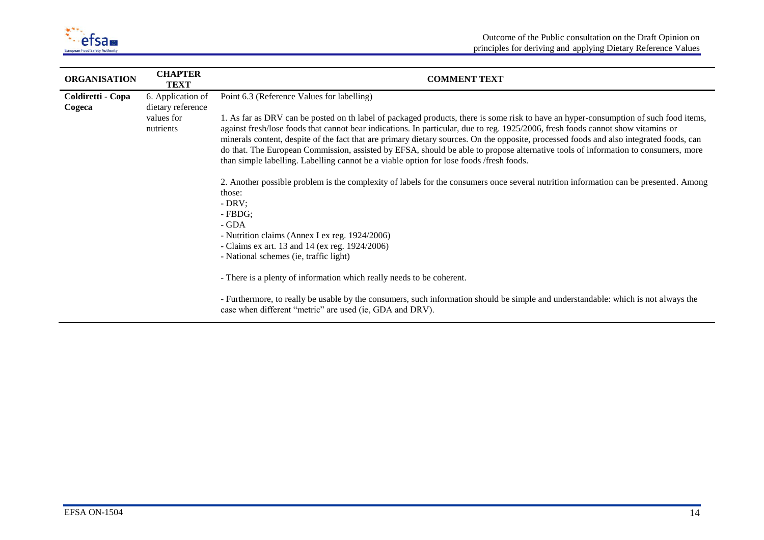| ORGANISATION | CHAPTER TEXT | COMMENT TEXT |
|---|---|---|
| **Coldiretti - Copa Cogeca** | 6. Application of dietary reference values for nutrients | Point 6.3 (Reference Values for labelling)<br><br>1. As far as DRV can be posted on th label of packaged products, there is some risk to have an hyper-consumption of such food items, against fresh/lose foods that cannot bear indications. In particular, due to reg. 1925/2006, fresh foods cannot show vitamins or minerals content, despite of the fact that are primary dietary sources. On the opposite, processed foods and also integrated foods, can do that. The European Commission, assisted by EFSA, should be able to propose alternative tools of information to consumers, more than simple labelling. Labelling cannot be a viable option for lose foods /fresh foods.<br><br>2. Another possible problem is the complexity of labels for the consumers once several nutrition information can be presented. Among those:<br>- DRV;<br>- FBDG;<br>- GDA<br>- Nutrition claims (Annex I ex reg. 1924/2006)<br>- Claims ex art. 13 and 14 (ex reg. 1924/2006)<br>- National schemes (ie, traffic light)<br><br>- There is a plenty of information which really needs to be coherent.<br><br>- Furthermore, to really be usable by the consumers, such information should be simple and understandable: which is not always the case when different "metric" are used (ie, GDA and DRV). |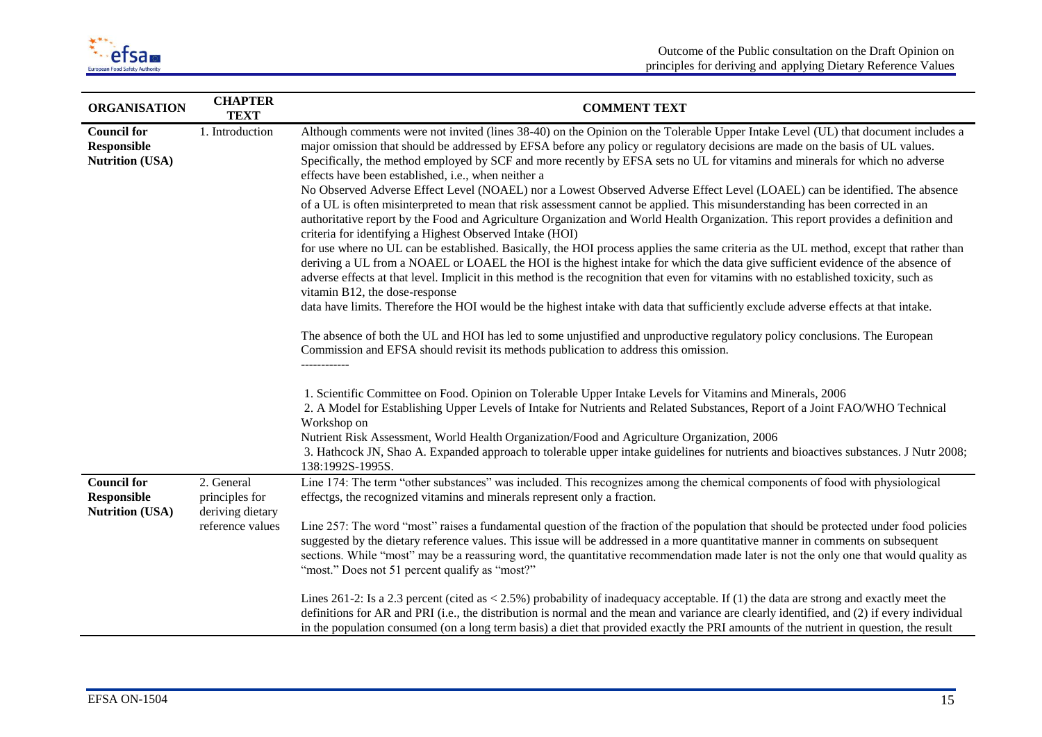| ORGANISATION | CHAPTER TEXT | COMMENT TEXT |
|---|---|---|
| **Council for Responsible Nutrition (USA)** | 1. Introduction | Although comments were not invited (lines 38-40) on the Opinion on the Tolerable Upper Intake Level (UL) that document includes a major omission that should be addressed by EFSA before any policy or regulatory decisions are made on the basis of UL values. Specifically, the method employed by SCF and more recently by EFSA sets no UL for vitamins and minerals for which no adverse effects have been established, i.e., when neither a<br>No Observed Adverse Effect Level (NOAEL) nor a Lowest Observed Adverse Effect Level (LOAEL) can be identified. The absence of a UL is often misinterpreted to mean that risk assessment cannot be applied. This misunderstanding has been corrected in an authoritative report by the Food and Agriculture Organization and World Health Organization. This report provides a definition and criteria for identifying a Highest Observed Intake (HOI)<br>for use where no UL can be established. Basically, the HOI process applies the same criteria as the UL method, except that rather than deriving a UL from a NOAEL or LOAEL the HOI is the highest intake for which the data give sufficient evidence of the absence of adverse effects at that level. Implicit in this method is the recognition that even for vitamins with no established toxicity, such as vitamin B12, the dose-response<br>data have limits. Therefore the HOI would be the highest intake with data that sufficiently exclude adverse effects at that intake.<br><br>The absence of both the UL and HOI has led to some unjustified and unproductive regulatory policy conclusions. The European Commission and EFSA should revisit its methods publication to address this omission.<br>------------<br><br>1. Scientific Committee on Food. Opinion on Tolerable Upper Intake Levels for Vitamins and Minerals, 2006<br>2. A Model for Establishing Upper Levels of Intake for Nutrients and Related Substances, Report of a Joint FAO/WHO Technical Workshop on<br>Nutrient Risk Assessment, World Health Organization/Food and Agriculture Organization, 2006<br>3. Hathcock JN, Shao A. Expanded approach to tolerable upper intake guidelines for nutrients and bioactives substances. J Nutr 2008; 138:1992S-1995S. |
| **Council for Responsible Nutrition (USA)** | 2. General principles for deriving dietary reference values | Line 174: The term "other substances" was included. This recognizes among the chemical components of food with physiological effectgs, the recognized vitamins and minerals represent only a fraction.<br><br>Line 257: The word "most" raises a fundamental question of the fraction of the population that should be protected under food policies suggested by the dietary reference values. This issue will be addressed in a more quantitative manner in comments on subsequent sections. While "most" may be a reassuring word, the quantitative recommendation made later is not the only one that would quality as "most." Does not 51 percent qualify as "most?"<br><br>Lines 261-2: Is a 2.3 percent (cited as < 2.5%) probability of inadequacy acceptable. If (1) the data are strong and exactly meet the definitions for AR and PRI (i.e., the distribution is normal and the mean and variance are clearly identified, and (2) if every individual in the population consumed (on a long term basis) a diet that provided exactly the PRI amounts of the nutrient in question, the result |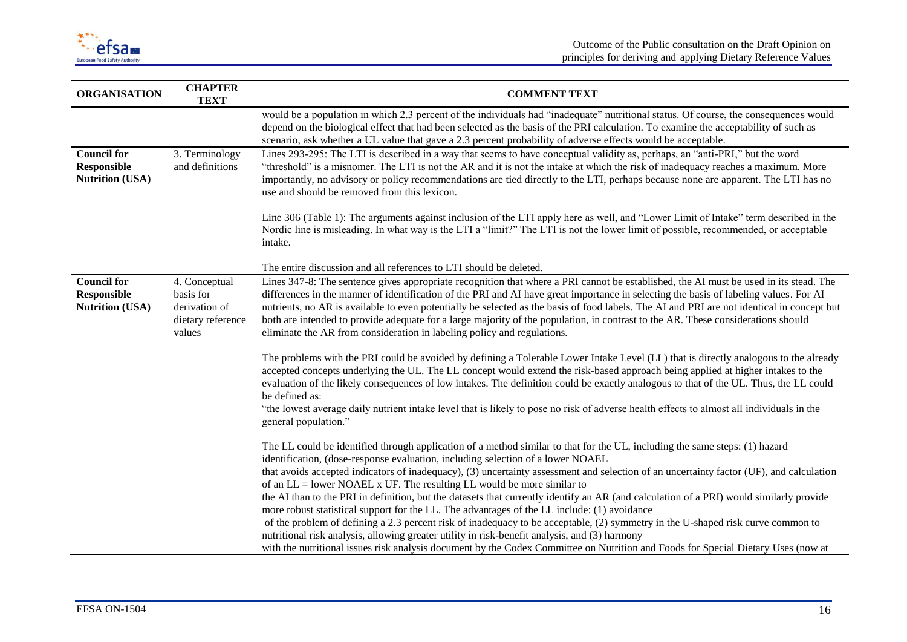| ORGANISATION | CHAPTER TEXT | COMMENT TEXT |
|---|---|---|
| | | would be a population in which 2.3 percent of the individuals had "inadequate" nutritional status. Of course, the consequences would depend on the biological effect that had been selected as the basis of the PRI calculation. To examine the acceptability of such as scenario, ask whether a UL value that gave a 2.3 percent probability of adverse effects would be acceptable. |
| **Council for Responsible Nutrition (USA)** | 3. Terminology and definitions | Lines 293-295: The LTI is described in a way that seems to have conceptual validity as, perhaps, an "anti-PRI," but the word "threshold" is a misnomer. The LTI is not the AR and it is not the intake at which the risk of inadequacy reaches a maximum. More importantly, no advisory or policy recommendations are tied directly to the LTI, perhaps because none are apparent. The LTI has no use and should be removed from this lexicon.<br><br>Line 306 (Table 1): The arguments against inclusion of the LTI apply here as well, and "Lower Limit of Intake" term described in the Nordic line is misleading. In what way is the LTI a "limit?" The LTI is not the lower limit of possible, recommended, or acceptable intake.<br><br>The entire discussion and all references to LTI should be deleted. |
| **Council for Responsible Nutrition (USA)** | 4. Conceptual basis for derivation of dietary reference values | Lines 347-8: The sentence gives appropriate recognition that where a PRI cannot be established, the AI must be used in its stead. The differences in the manner of identification of the PRI and AI have great importance in selecting the basis of labeling values. For AI nutrients, no AR is available to even potentially be selected as the basis of food labels. The AI and PRI are not identical in concept but both are intended to provide adequate for a large majority of the population, in contrast to the AR. These considerations should eliminate the AR from consideration in labeling policy and regulations.<br><br>The problems with the PRI could be avoided by defining a Tolerable Lower Intake Level (LL) that is directly analogous to the already accepted concepts underlying the UL. The LL concept would extend the risk-based approach being applied at higher intakes to the evaluation of the likely consequences of low intakes. The definition could be exactly analogous to that of the UL. Thus, the LL could be defined as:<br>"the lowest average daily nutrient intake level that is likely to pose no risk of adverse health effects to almost all individuals in the general population."<br><br>The LL could be identified through application of a method similar to that for the UL, including the same steps: (1) hazard identification, (dose-response evaluation, including selection of a lower NOAEL that avoids accepted indicators of inadequacy), (3) uncertainty assessment and selection of an uncertainty factor (UF), and calculation of an LL = lower NOAEL x UF. The resulting LL would be more similar to the AI than to the PRI in definition, but the datasets that currently identify an AR (and calculation of a PRI) would similarly provide more robust statistical support for the LL. The advantages of the LL include: (1) avoidance of the problem of defining a 2.3 percent risk of inadequacy to be acceptable, (2) symmetry in the U-shaped risk curve common to nutritional risk analysis, allowing greater utility in risk-benefit analysis, and (3) harmony with the nutritional issues risk analysis document by the Codex Committee on Nutrition and Foods for Special Dietary Uses (now at |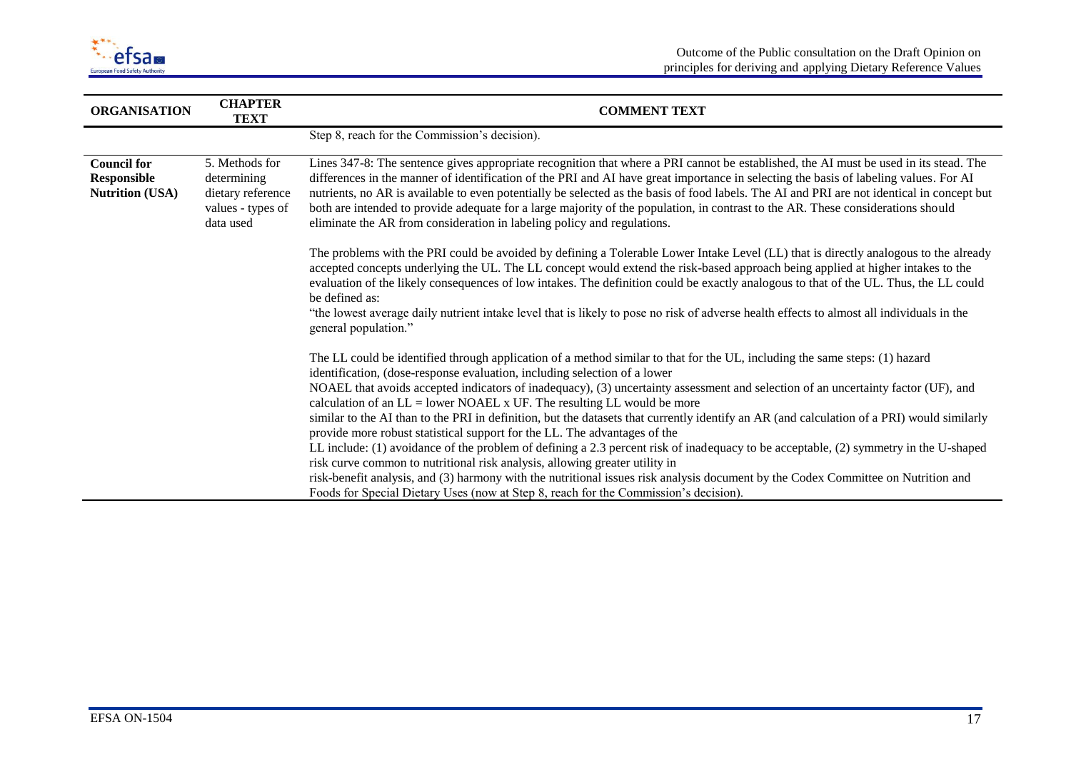| ORGANISATION | CHAPTER TEXT | COMMENT TEXT |
|---|---|---|
| | | Step 8, reach for the Commission's decision). |
| **Council for Responsible Nutrition (USA)** | 5. Methods for determining dietary reference values - types of data used | Lines 347-8: The sentence gives appropriate recognition that where a PRI cannot be established, the AI must be used in its stead. The differences in the manner of identification of the PRI and AI have great importance in selecting the basis of labeling values. For AI nutrients, no AR is available to even potentially be selected as the basis of food labels. The AI and PRI are not identical in concept but both are intended to provide adequate for a large majority of the population, in contrast to the AR. These considerations should eliminate the AR from consideration in labeling policy and regulations.<br><br>The problems with the PRI could be avoided by defining a Tolerable Lower Intake Level (LL) that is directly analogous to the already accepted concepts underlying the UL. The LL concept would extend the risk-based approach being applied at higher intakes to the evaluation of the likely consequences of low intakes. The definition could be exactly analogous to that of the UL. Thus, the LL could be defined as:<br>"the lowest average daily nutrient intake level that is likely to pose no risk of adverse health effects to almost all individuals in the general population."<br><br>The LL could be identified through application of a method similar to that for the UL, including the same steps: (1) hazard identification, (dose-response evaluation, including selection of a lower<br>NOAEL that avoids accepted indicators of inadequacy), (3) uncertainty assessment and selection of an uncertainty factor (UF), and calculation of an LL = lower NOAEL x UF. The resulting LL would be more<br>similar to the AI than to the PRI in definition, but the datasets that currently identify an AR (and calculation of a PRI) would similarly provide more robust statistical support for the LL. The advantages of the<br>LL include: (1) avoidance of the problem of defining a 2.3 percent risk of inadequacy to be acceptable, (2) symmetry in the U-shaped risk curve common to nutritional risk analysis, allowing greater utility in<br>risk-benefit analysis, and (3) harmony with the nutritional issues risk analysis document by the Codex Committee on Nutrition and Foods for Special Dietary Uses (now at Step 8, reach for the Commission's decision). |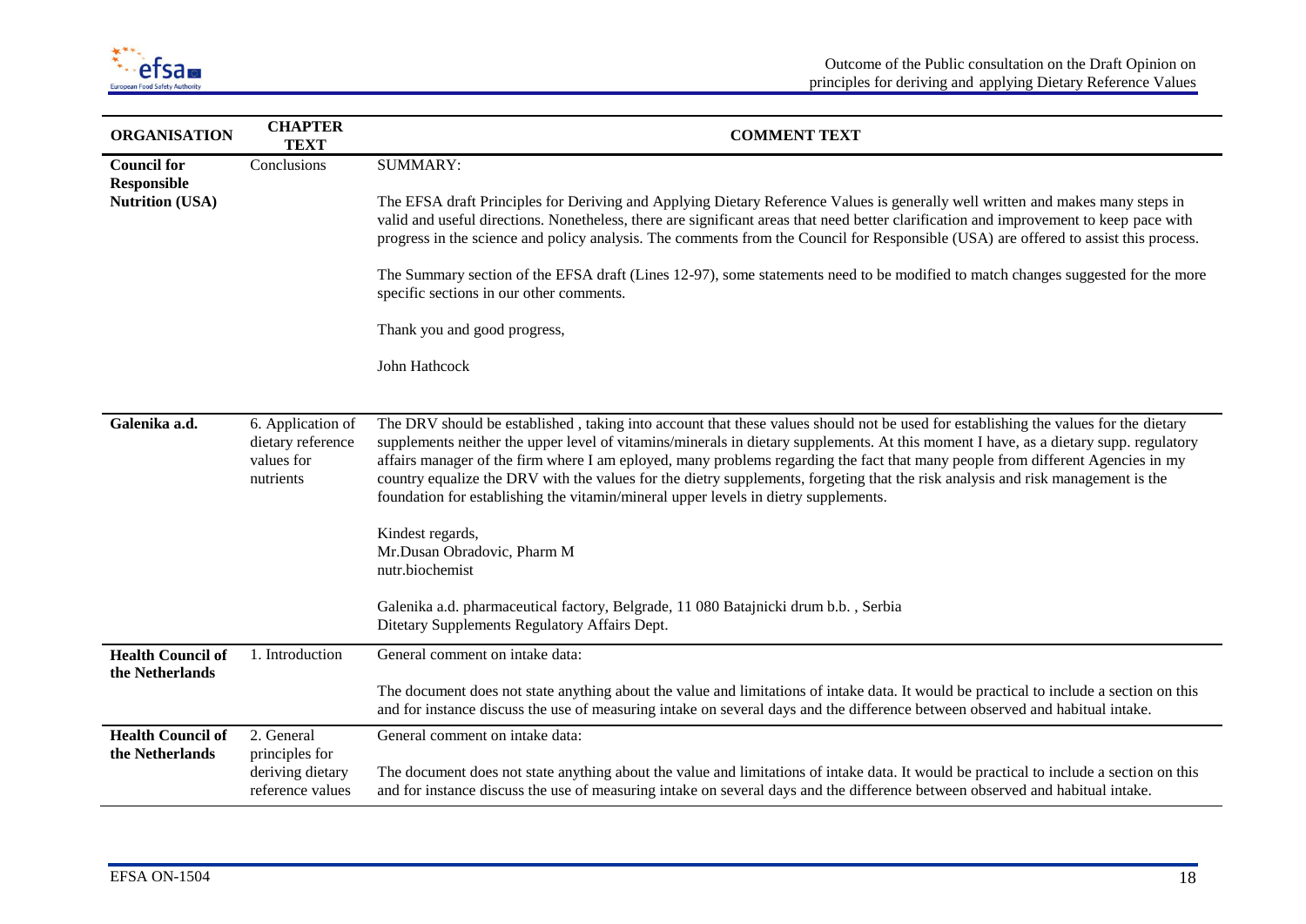| ORGANISATION | CHAPTER TEXT | COMMENT TEXT |
|---|---|---|
| **Council for Responsible Nutrition (USA)** | Conclusions | SUMMARY:<br><br>The EFSA draft Principles for Deriving and Applying Dietary Reference Values is generally well written and makes many steps in valid and useful directions. Nonetheless, there are significant areas that need better clarification and improvement to keep pace with progress in the science and policy analysis. The comments from the Council for Responsible (USA) are offered to assist this process.<br><br>The Summary section of the EFSA draft (Lines 12-97), some statements need to be modified to match changes suggested for the more specific sections in our other comments.<br><br>Thank you and good progress,<br><br>John Hathcock |
| **Galenika a.d.** | 6. Application of dietary reference values for nutrients | The DRV should be established , taking into account that these values should not be used for establishing the values for the dietary supplements neither the upper level of vitamins/minerals in dietary supplements. At this moment I have, as a dietary supp. regulatory affairs manager of the firm where I am eployed, many problems regarding the fact that many people from different Agencies in my country equalize the DRV with the values for the dietry supplements, forgeting that the risk analysis and risk management is the foundation for establishing the vitamin/mineral upper levels in dietry supplements.<br><br>Kindest regards,<br>Mr.Dusan Obradovic, Pharm M<br>nutr.biochemist<br><br>Galenika a.d. pharmaceutical factory, Belgrade, 11 080 Batajnicki drum b.b. , Serbia<br>Ditetary Supplements Regulatory Affairs Dept. |
| **Health Council of the Netherlands** | 1. Introduction | General comment on intake data:<br><br>The document does not state anything about the value and limitations of intake data. It would be practical to include a section on this and for instance discuss the use of measuring intake on several days and the difference between observed and habitual intake. |
| **Health Council of the Netherlands** | 2. General principles for deriving dietary reference values | General comment on intake data:<br><br>The document does not state anything about the value and limitations of intake data. It would be practical to include a section on this and for instance discuss the use of measuring intake on several days and the difference between observed and habitual intake. |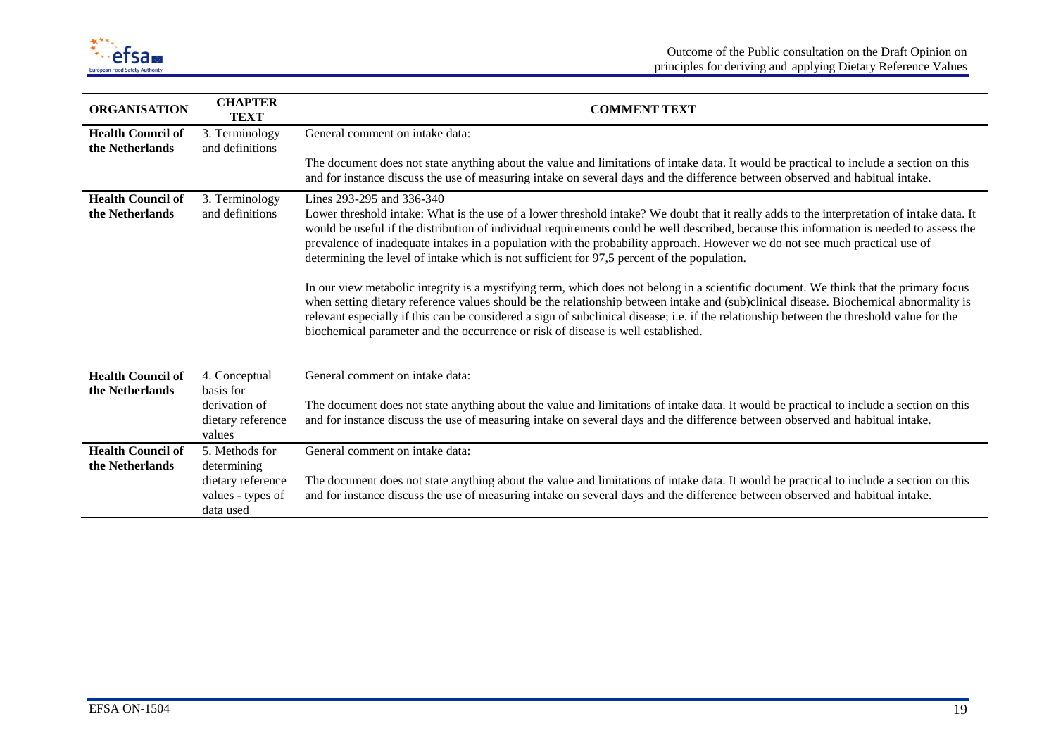| ORGANISATION | CHAPTER TEXT | COMMENT TEXT |
|---|---|---|
| **Health Council of the Netherlands** | 3. Terminology and definitions | General comment on intake data:<br><br>The document does not state anything about the value and limitations of intake data. It would be practical to include a section on this and for instance discuss the use of measuring intake on several days and the difference between observed and habitual intake. |
| **Health Council of the Netherlands** | 3. Terminology and definitions | Lines 293-295 and 336-340<br>Lower threshold intake: What is the use of a lower threshold intake? We doubt that it really adds to the interpretation of intake data. It would be useful if the distribution of individual requirements could be well described, because this information is needed to assess the prevalence of inadequate intakes in a population with the probability approach. However we do not see much practical use of determining the level of intake which is not sufficient for 97,5 percent of the population.<br><br>In our view metabolic integrity is a mystifying term, which does not belong in a scientific document. We think that the primary focus when setting dietary reference values should be the relationship between intake and (sub)clinical disease. Biochemical abnormality is relevant especially if this can be considered a sign of subclinical disease; i.e. if the relationship between the threshold value for the biochemical parameter and the occurrence or risk of disease is well established. |
| **Health Council of the Netherlands** | 4. Conceptual basis for derivation of dietary reference values | General comment on intake data:<br><br>The document does not state anything about the value and limitations of intake data. It would be practical to include a section on this and for instance discuss the use of measuring intake on several days and the difference between observed and habitual intake. |
| **Health Council of the Netherlands** | 5. Methods for determining dietary reference values - types of data used | General comment on intake data:<br><br>The document does not state anything about the value and limitations of intake data. It would be practical to include a section on this and for instance discuss the use of measuring intake on several days and the difference between observed and habitual intake. |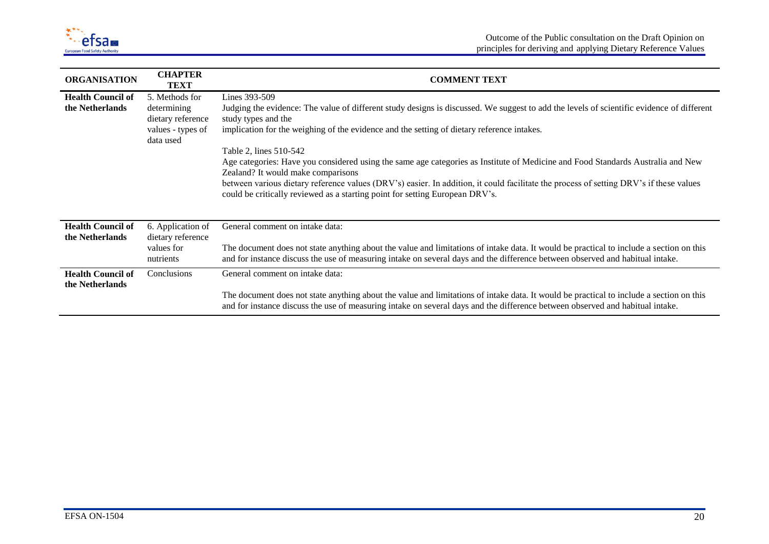| ORGANISATION | CHAPTER TEXT | COMMENT TEXT |
|---|---|---|
| **Health Council of the Netherlands** | 5. Methods for determining dietary reference values - types of data used | Lines 393-509<br>Judging the evidence: The value of different study designs is discussed. We suggest to add the levels of scientific evidence of different study types and the implication for the weighing of the evidence and the setting of dietary reference intakes.<br><br>Table 2, lines 510-542<br>Age categories: Have you considered using the same age categories as Institute of Medicine and Food Standards Australia and New Zealand? It would make comparisons between various dietary reference values (DRV's) easier. In addition, it could facilitate the process of setting DRV's if these values could be critically reviewed as a starting point for setting European DRV's. |
| **Health Council of the Netherlands** | 6. Application of dietary reference values for nutrients | General comment on intake data:<br><br>The document does not state anything about the value and limitations of intake data. It would be practical to include a section on this and for instance discuss the use of measuring intake on several days and the difference between observed and habitual intake. |
| **Health Council of the Netherlands** | Conclusions | General comment on intake data:<br><br>The document does not state anything about the value and limitations of intake data. It would be practical to include a section on this and for instance discuss the use of measuring intake on several days and the difference between observed and habitual intake. |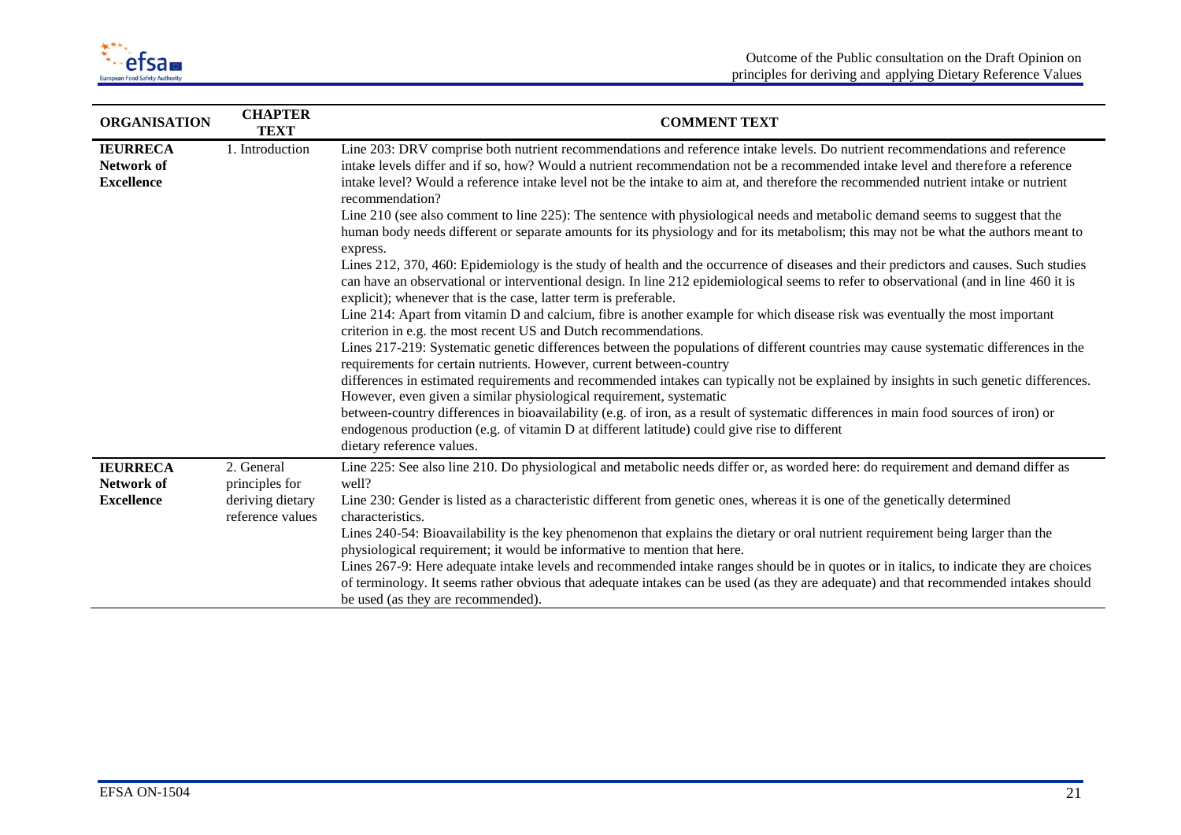| ORGANISATION | CHAPTER TEXT | COMMENT TEXT |
|---|---|---|
| **IEURRECA Network of Excellence** | 1. Introduction | Line 203: DRV comprise both nutrient recommendations and reference intake levels. Do nutrient recommendations and reference intake levels differ and if so, how? Would a nutrient recommendation not be a recommended intake level and therefore a reference intake level? Would a reference intake level not be the intake to aim at, and therefore the recommended nutrient intake or nutrient recommendation?<br>Line 210 (see also comment to line 225): The sentence with physiological needs and metabolic demand seems to suggest that the human body needs different or separate amounts for its physiology and for its metabolism; this may not be what the authors meant to express.<br>Lines 212, 370, 460: Epidemiology is the study of health and the occurrence of diseases and their predictors and causes. Such studies can have an observational or interventional design. In line 212 epidemiological seems to refer to observational (and in line 460 it is explicit); whenever that is the case, latter term is preferable.<br>Line 214: Apart from vitamin D and calcium, fibre is another example for which disease risk was eventually the most important criterion in e.g. the most recent US and Dutch recommendations.<br>Lines 217-219: Systematic genetic differences between the populations of different countries may cause systematic differences in the requirements for certain nutrients. However, current between-country differences in estimated requirements and recommended intakes can typically not be explained by insights in such genetic differences. However, even given a similar physiological requirement, systematic between-country differences in bioavailability (e.g. of iron, as a result of systematic differences in main food sources of iron) or endogenous production (e.g. of vitamin D at different latitude) could give rise to different dietary reference values. |
| **IEURRECA Network of Excellence** | 2. General principles for deriving dietary reference values | Line 225: See also line 210. Do physiological and metabolic needs differ or, as worded here: do requirement and demand differ as well?<br>Line 230: Gender is listed as a characteristic different from genetic ones, whereas it is one of the genetically determined characteristics.<br>Lines 240-54: Bioavailability is the key phenomenon that explains the dietary or oral nutrient requirement being larger than the physiological requirement; it would be informative to mention that here.<br>Lines 267-9: Here adequate intake levels and recommended intake ranges should be in quotes or in italics, to indicate they are choices of terminology. It seems rather obvious that adequate intakes can be used (as they are adequate) and that recommended intakes should be used (as they are recommended). |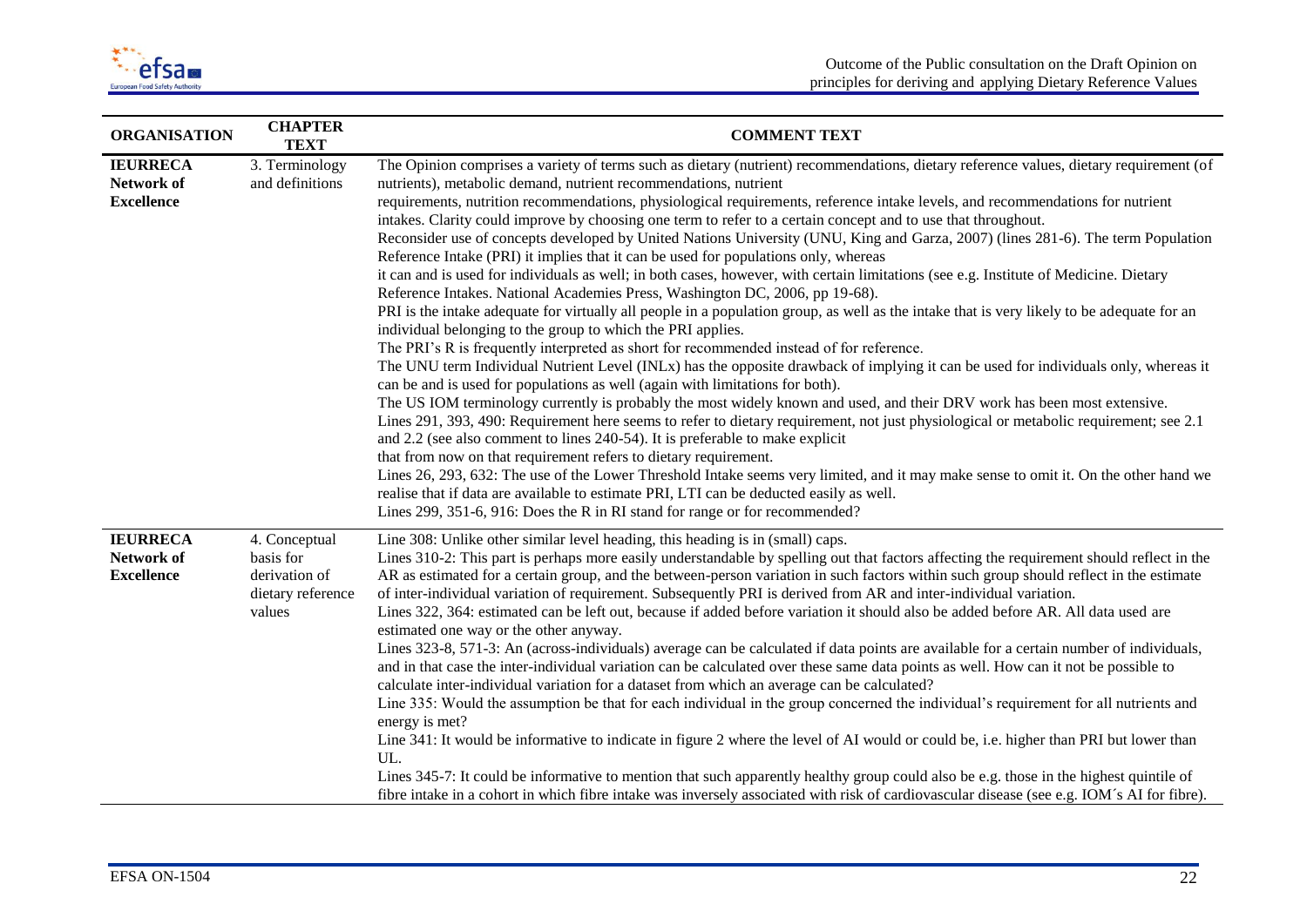| ORGANISATION | CHAPTER TEXT | COMMENT TEXT |
|---|---|---|
| **IEURRECA Network of Excellence** | 3. Terminology and definitions | The Opinion comprises a variety of terms such as dietary (nutrient) recommendations, dietary reference values, dietary requirement (of nutrients), metabolic demand, nutrient recommendations, nutrient requirements, nutrition recommendations, physiological requirements, reference intake levels, and recommendations for nutrient intakes. Clarity could improve by choosing one term to refer to a certain concept and to use that throughout.<br>Reconsider use of concepts developed by United Nations University (UNU, King and Garza, 2007) (lines 281-6). The term Population Reference Intake (PRI) it implies that it can be used for populations only, whereas it can and is used for individuals as well; in both cases, however, with certain limitations (see e.g. Institute of Medicine. Dietary Reference Intakes. National Academies Press, Washington DC, 2006, pp 19-68).<br>PRI is the intake adequate for virtually all people in a population group, as well as the intake that is very likely to be adequate for an individual belonging to the group to which the PRI applies.<br>The PRI's R is frequently interpreted as short for recommended instead of for reference.<br>The UNU term Individual Nutrient Level (INLx) has the opposite drawback of implying it can be used for individuals only, whereas it can be and is used for populations as well (again with limitations for both).<br>The US IOM terminology currently is probably the most widely known and used, and their DRV work has been most extensive.<br>Lines 291, 393, 490: Requirement here seems to refer to dietary requirement, not just physiological or metabolic requirement; see 2.1 and 2.2 (see also comment to lines 240-54). It is preferable to make explicit that from now on that requirement refers to dietary requirement.<br>Lines 26, 293, 632: The use of the Lower Threshold Intake seems very limited, and it may make sense to omit it. On the other hand we realise that if data are available to estimate PRI, LTI can be deducted easily as well.<br>Lines 299, 351-6, 916: Does the R in RI stand for range or for recommended? |
| **IEURRECA Network of Excellence** | 4. Conceptual basis for derivation of dietary reference values | Line 308: Unlike other similar level heading, this heading is in (small) caps.<br>Lines 310-2: This part is perhaps more easily understandable by spelling out that factors affecting the requirement should reflect in the AR as estimated for a certain group, and the between-person variation in such factors within such group should reflect in the estimate of inter-individual variation of requirement. Subsequently PRI is derived from AR and inter-individual variation.<br>Lines 322, 364: estimated can be left out, because if added before variation it should also be added before AR. All data used are estimated one way or the other anyway.<br>Lines 323-8, 571-3: An (across-individuals) average can be calculated if data points are available for a certain number of individuals, and in that case the inter-individual variation can be calculated over these same data points as well. How can it not be possible to calculate inter-individual variation for a dataset from which an average can be calculated?<br>Line 335: Would the assumption be that for each individual in the group concerned the individual's requirement for all nutrients and energy is met?<br>Line 341: It would be informative to indicate in figure 2 where the level of AI would or could be, i.e. higher than PRI but lower than UL.<br>Lines 345-7: It could be informative to mention that such apparently healthy group could also be e.g. those in the highest quintile of fibre intake in a cohort in which fibre intake was inversely associated with risk of cardiovascular disease (see e.g. IOM´s AI for fibre). |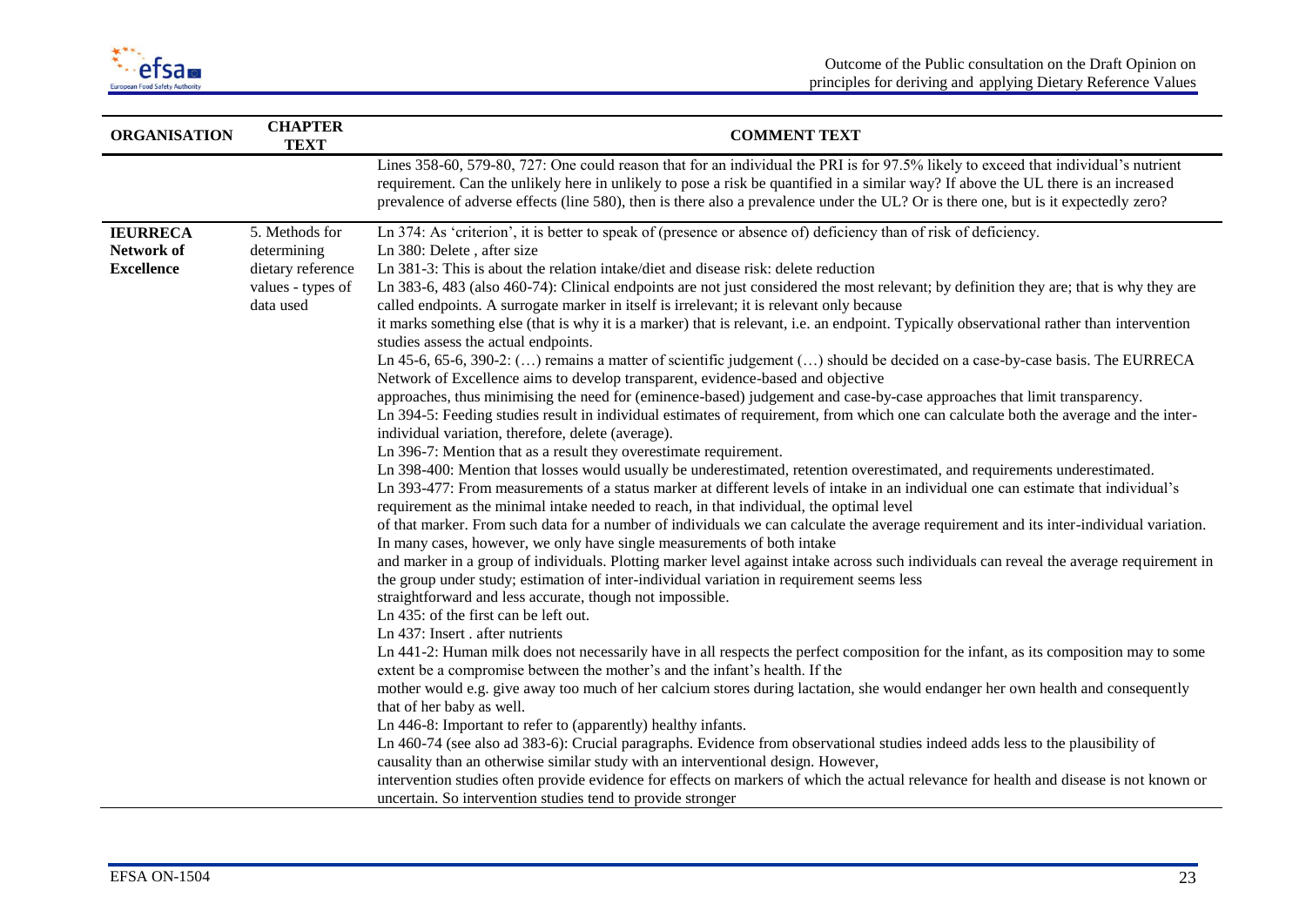| ORGANISATION | CHAPTER TEXT | COMMENT TEXT |
|---|---|---|
| | | Lines 358-60, 579-80, 727: One could reason that for an individual the PRI is for 97.5% likely to exceed that individual's nutrient requirement. Can the unlikely here in unlikely to pose a risk be quantified in a similar way? If above the UL there is an increased prevalence of adverse effects (line 580), then is there also a prevalence under the UL? Or is there one, but is it expectedly zero? |
| **IEURRECA Network of Excellence** | 5. Methods for determining dietary reference values - types of data used | Ln 374: As 'criterion', it is better to speak of (presence or absence of) deficiency than of risk of deficiency.<br>Ln 380: Delete , after size<br>Ln 381-3: This is about the relation intake/diet and disease risk: delete reduction<br>Ln 383-6, 483 (also 460-74): Clinical endpoints are not just considered the most relevant; by definition they are; that is why they are called endpoints. A surrogate marker in itself is irrelevant; it is relevant only because<br>it marks something else (that is why it is a marker) that is relevant, i.e. an endpoint. Typically observational rather than intervention studies assess the actual endpoints.<br>Ln 45-6, 65-6, 390-2: (…) remains a matter of scientific judgement (…) should be decided on a case-by-case basis. The EURRECA Network of Excellence aims to develop transparent, evidence-based and objective<br>approaches, thus minimising the need for (eminence-based) judgement and case-by-case approaches that limit transparency.<br>Ln 394-5: Feeding studies result in individual estimates of requirement, from which one can calculate both the average and the inter-individual variation, therefore, delete (average).<br>Ln 396-7: Mention that as a result they overestimate requirement.<br>Ln 398-400: Mention that losses would usually be underestimated, retention overestimated, and requirements underestimated.<br>Ln 393-477: From measurements of a status marker at different levels of intake in an individual one can estimate that individual's requirement as the minimal intake needed to reach, in that individual, the optimal level<br>of that marker. From such data for a number of individuals we can calculate the average requirement and its inter-individual variation. In many cases, however, we only have single measurements of both intake<br>and marker in a group of individuals. Plotting marker level against intake across such individuals can reveal the average requirement in the group under study; estimation of inter-individual variation in requirement seems less<br>straightforward and less accurate, though not impossible.<br>Ln 435: of the first can be left out.<br>Ln 437: Insert . after nutrients<br>Ln 441-2: Human milk does not necessarily have in all respects the perfect composition for the infant, as its composition may to some extent be a compromise between the mother's and the infant's health. If the<br>mother would e.g. give away too much of her calcium stores during lactation, she would endanger her own health and consequently that of her baby as well.<br>Ln 446-8: Important to refer to (apparently) healthy infants.<br>Ln 460-74 (see also ad 383-6): Crucial paragraphs. Evidence from observational studies indeed adds less to the plausibility of causality than an otherwise similar study with an interventional design. However,<br>intervention studies often provide evidence for effects on markers of which the actual relevance for health and disease is not known or uncertain. So intervention studies tend to provide stronger |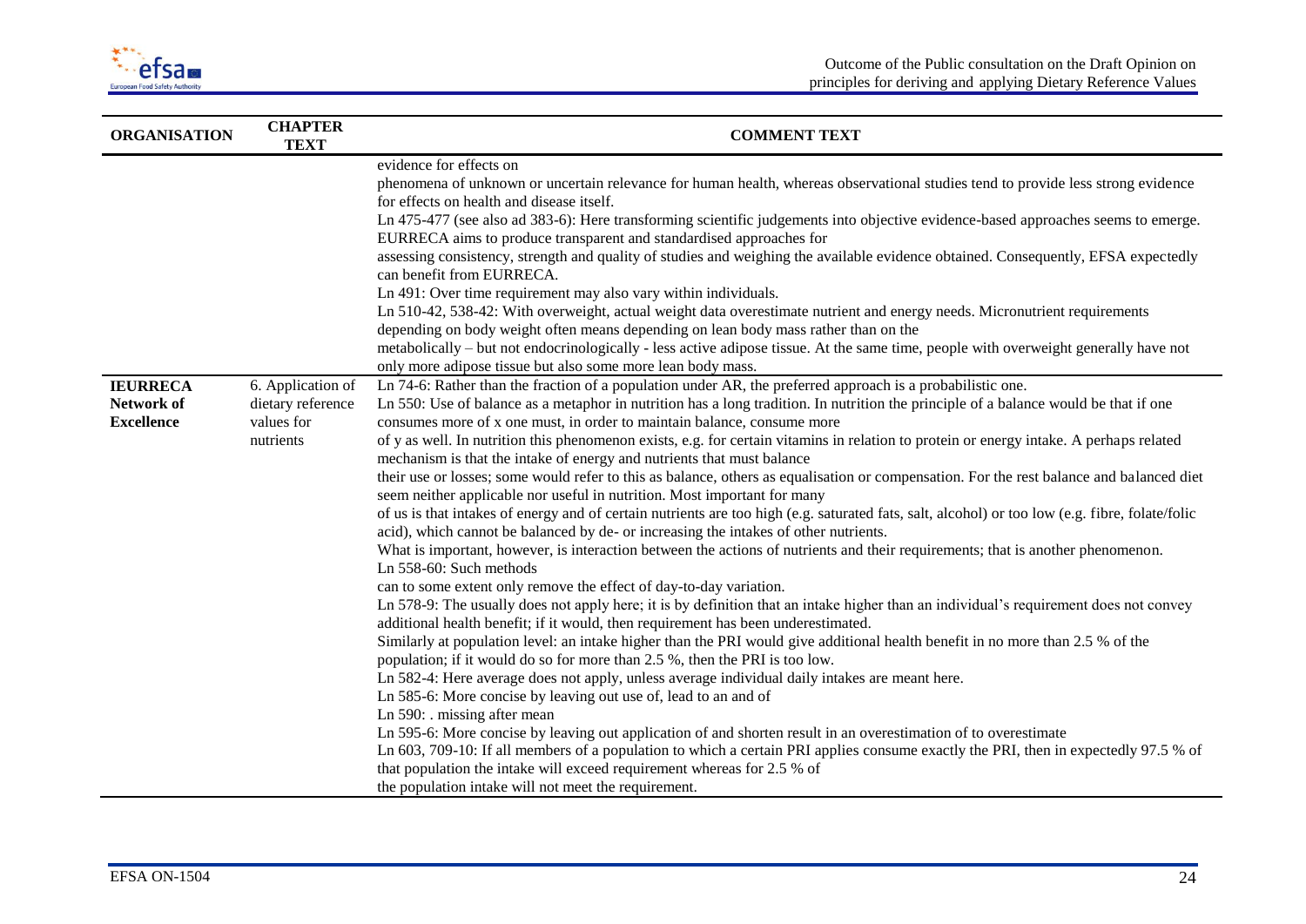| ORGANISATION | CHAPTER TEXT | COMMENT TEXT |
|---|---|---|
| | | evidence for effects on phenomena of unknown or uncertain relevance for human health, whereas observational studies tend to provide less strong evidence for effects on health and disease itself.<br>Ln 475-477 (see also ad 383-6): Here transforming scientific judgements into objective evidence-based approaches seems to emerge. EURRECA aims to produce transparent and standardised approaches for assessing consistency, strength and quality of studies and weighing the available evidence obtained. Consequently, EFSA expectedly can benefit from EURRECA.<br>Ln 491: Over time requirement may also vary within individuals.<br>Ln 510-42, 538-42: With overweight, actual weight data overestimate nutrient and energy needs. Micronutrient requirements depending on body weight often means depending on lean body mass rather than on the metabolically – but not endocrinologically - less active adipose tissue. At the same time, people with overweight generally have not only more adipose tissue but also some more lean body mass. |
| **IEURRECA Network of Excellence** | 6. Application of dietary reference values for nutrients | Ln 74-6: Rather than the fraction of a population under AR, the preferred approach is a probabilistic one.<br>Ln 550: Use of balance as a metaphor in nutrition has a long tradition. In nutrition the principle of a balance would be that if one consumes more of x one must, in order to maintain balance, consume more of y as well. In nutrition this phenomenon exists, e.g. for certain vitamins in relation to protein or energy intake. A perhaps related mechanism is that the intake of energy and nutrients that must balance their use or losses; some would refer to this as balance, others as equalisation or compensation. For the rest balance and balanced diet seem neither applicable nor useful in nutrition. Most important for many of us is that intakes of energy and of certain nutrients are too high (e.g. saturated fats, salt, alcohol) or too low (e.g. fibre, folate/folic acid), which cannot be balanced by de- or increasing the intakes of other nutrients.<br>What is important, however, is interaction between the actions of nutrients and their requirements; that is another phenomenon.<br>Ln 558-60: Such methods can to some extent only remove the effect of day-to-day variation.<br>Ln 578-9: The usually does not apply here; it is by definition that an intake higher than an individual's requirement does not convey additional health benefit; if it would, then requirement has been underestimated.<br>Similarly at population level: an intake higher than the PRI would give additional health benefit in no more than 2.5 % of the population; if it would do so for more than 2.5 %, then the PRI is too low.<br>Ln 582-4: Here average does not apply, unless average individual daily intakes are meant here.<br>Ln 585-6: More concise by leaving out use of, lead to an and of<br>Ln 590: . missing after mean<br>Ln 595-6: More concise by leaving out application of and shorten result in an overestimation of to overestimate<br>Ln 603, 709-10: If all members of a population to which a certain PRI applies consume exactly the PRI, then in expectedly 97.5 % of that population the intake will exceed requirement whereas for 2.5 % of the population intake will not meet the requirement. |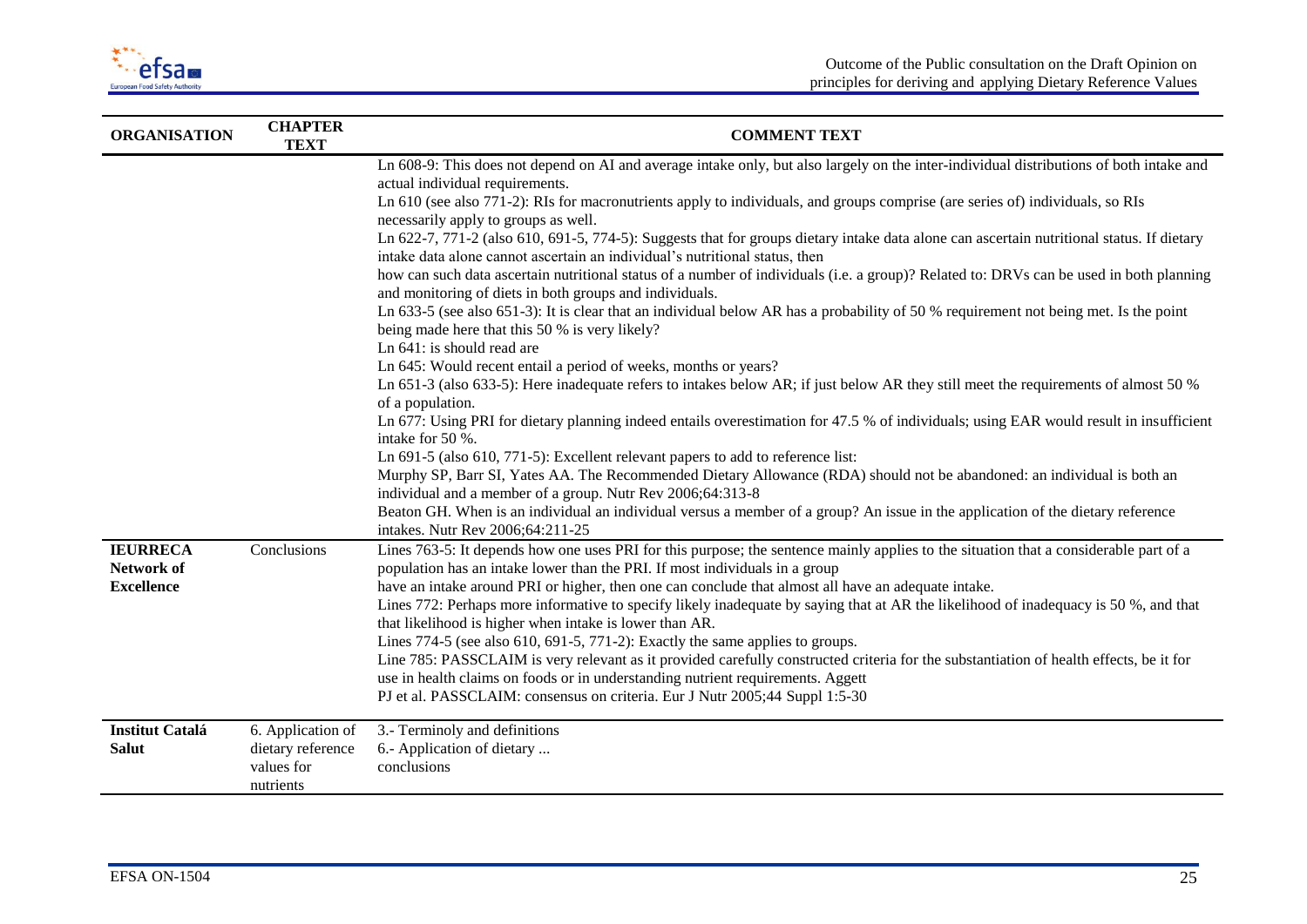| ORGANISATION | CHAPTER TEXT | COMMENT TEXT |
|---|---|---|
| | | Ln 608-9: This does not depend on AI and average intake only, but also largely on the inter-individual distributions of both intake and actual individual requirements.<br>Ln 610 (see also 771-2): RIs for macronutrients apply to individuals, and groups comprise (are series of) individuals, so RIs necessarily apply to groups as well.<br>Ln 622-7, 771-2 (also 610, 691-5, 774-5): Suggests that for groups dietary intake data alone can ascertain nutritional status. If dietary intake data alone cannot ascertain an individual's nutritional status, then how can such data ascertain nutritional status of a number of individuals (i.e. a group)? Related to: DRVs can be used in both planning and monitoring of diets in both groups and individuals.<br>Ln 633-5 (see also 651-3): It is clear that an individual below AR has a probability of 50 % requirement not being met. Is the point being made here that this 50 % is very likely?<br>Ln 641: is should read are<br>Ln 645: Would recent entail a period of weeks, months or years?<br>Ln 651-3 (also 633-5): Here inadequate refers to intakes below AR; if just below AR they still meet the requirements of almost 50 % of a population.<br>Ln 677: Using PRI for dietary planning indeed entails overestimation for 47.5 % of individuals; using EAR would result in insufficient intake for 50 %.<br>Ln 691-5 (also 610, 771-5): Excellent relevant papers to add to reference list:<br>Murphy SP, Barr SI, Yates AA. The Recommended Dietary Allowance (RDA) should not be abandoned: an individual is both an individual and a member of a group. Nutr Rev 2006;64:313-8<br>Beaton GH. When is an individual an individual versus a member of a group? An issue in the application of the dietary reference intakes. Nutr Rev 2006;64:211-25 |
| **IEURRECA Network of Excellence** | Conclusions | Lines 763-5: It depends how one uses PRI for this purpose; the sentence mainly applies to the situation that a considerable part of a population has an intake lower than the PRI. If most individuals in a group have an intake around PRI or higher, then one can conclude that almost all have an adequate intake.<br>Lines 772: Perhaps more informative to specify likely inadequate by saying that at AR the likelihood of inadequacy is 50 %, and that that likelihood is higher when intake is lower than AR.<br>Lines 774-5 (see also 610, 691-5, 771-2): Exactly the same applies to groups.<br>Line 785: PASSCLAIM is very relevant as it provided carefully constructed criteria for the substantiation of health effects, be it for use in health claims on foods or in understanding nutrient requirements. Aggett PJ et al. PASSCLAIM: consensus on criteria. Eur J Nutr 2005;44 Suppl 1:5-30 |
| **Institut Catalá Salut** | 6. Application of dietary reference values for nutrients | 3.- Terminoly and definitions<br>6.- Application of dietary ...<br>conclusions |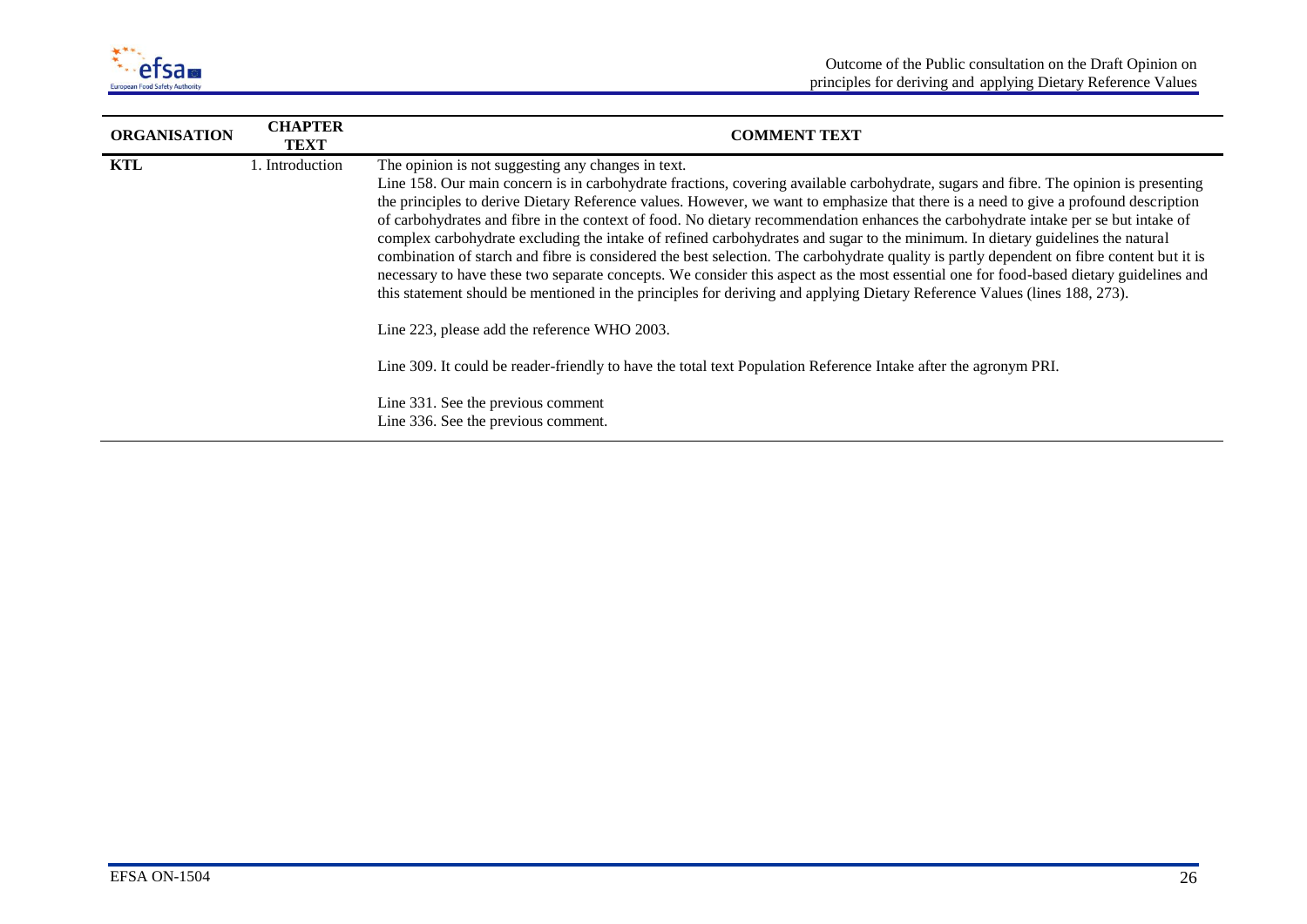| ORGANISATION | CHAPTER TEXT | COMMENT TEXT |
|---|---|---|
| **KTL** | 1. Introduction | The opinion is not suggesting any changes in text.<br>Line 158. Our main concern is in carbohydrate fractions, covering available carbohydrate, sugars and fibre. The opinion is presenting the principles to derive Dietary Reference values. However, we want to emphasize that there is a need to give a profound description of carbohydrates and fibre in the context of food. No dietary recommendation enhances the carbohydrate intake per se but intake of complex carbohydrate excluding the intake of refined carbohydrates and sugar to the minimum. In dietary guidelines the natural combination of starch and fibre is considered the best selection. The carbohydrate quality is partly dependent on fibre content but it is necessary to have these two separate concepts. We consider this aspect as the most essential one for food-based dietary guidelines and this statement should be mentioned in the principles for deriving and applying Dietary Reference Values (lines 188, 273).<br><br>Line 223, please add the reference WHO 2003.<br><br>Line 309. It could be reader-friendly to have the total text Population Reference Intake after the agronym PRI.<br><br>Line 331. See the previous comment<br>Line 336. See the previous comment. |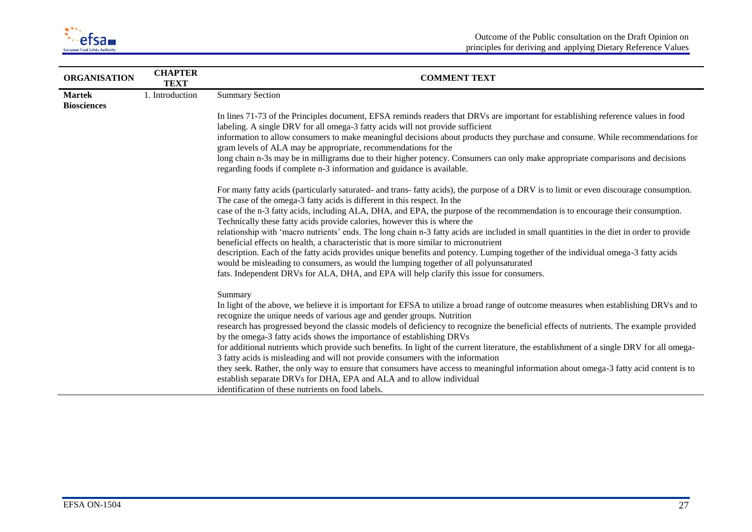| ORGANISATION | CHAPTER TEXT | COMMENT TEXT |
|---|---|---|
| **Martek Biosciences** | 1. Introduction | Summary Section<br><br>In lines 71-73 of the Principles document, EFSA reminds readers that DRVs are important for establishing reference values in food labeling. A single DRV for all omega-3 fatty acids will not provide sufficient information to allow consumers to make meaningful decisions about products they purchase and consume. While recommendations for gram levels of ALA may be appropriate, recommendations for the long chain n-3s may be in milligrams due to their higher potency. Consumers can only make appropriate comparisons and decisions regarding foods if complete n-3 information and guidance is available.<br><br>For many fatty acids (particularly saturated- and trans- fatty acids), the purpose of a DRV is to limit or even discourage consumption. The case of the omega-3 fatty acids is different in this respect. In the case of the n-3 fatty acids, including ALA, DHA, and EPA, the purpose of the recommendation is to encourage their consumption. Technically these fatty acids provide calories, however this is where the relationship with 'macro nutrients' ends. The long chain n-3 fatty acids are included in small quantities in the diet in order to provide beneficial effects on health, a characteristic that is more similar to micronutrient description. Each of the fatty acids provides unique benefits and potency. Lumping together of the individual omega-3 fatty acids would be misleading to consumers, as would the lumping together of all polyunsaturated fats. Independent DRVs for ALA, DHA, and EPA will help clarify this issue for consumers.<br><br>Summary<br>In light of the above, we believe it is important for EFSA to utilize a broad range of outcome measures when establishing DRVs and to recognize the unique needs of various age and gender groups. Nutrition research has progressed beyond the classic models of deficiency to recognize the beneficial effects of nutrients. The example provided by the omega-3 fatty acids shows the importance of establishing DRVs for additional nutrients which provide such benefits. In light of the current literature, the establishment of a single DRV for all omega-3 fatty acids is misleading and will not provide consumers with the information they seek. Rather, the only way to ensure that consumers have access to meaningful information about omega-3 fatty acid content is to establish separate DRVs for DHA, EPA and ALA and to allow individual identification of these nutrients on food labels. |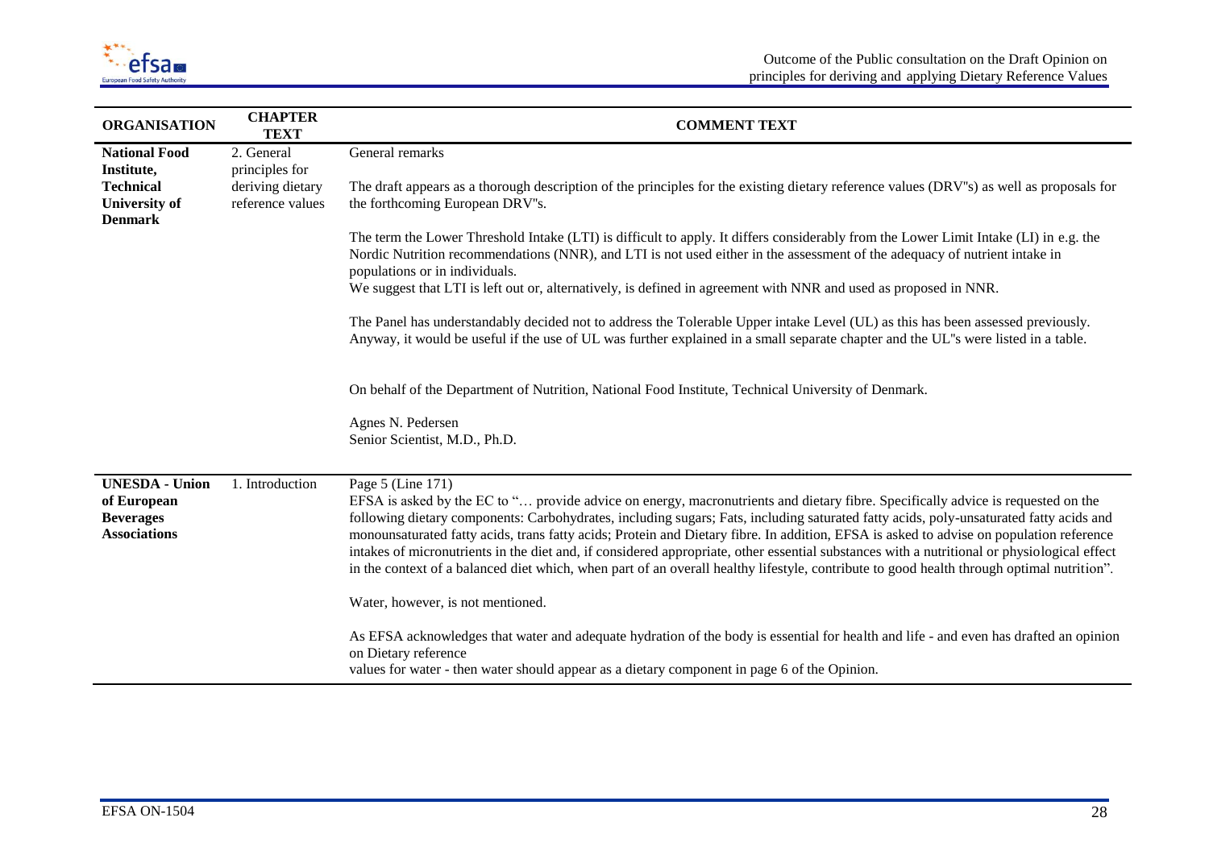| ORGANISATION | CHAPTER TEXT | COMMENT TEXT |
|---|---|---|
| **National Food Institute, Technical University of Denmark** | 2. General principles for deriving dietary reference values | General remarks<br><br>The draft appears as a thorough description of the principles for the existing dietary reference values (DRV"s) as well as proposals for the forthcoming European DRV"s.<br><br>The term the Lower Threshold Intake (LTI) is difficult to apply. It differs considerably from the Lower Limit Intake (LI) in e.g. the Nordic Nutrition recommendations (NNR), and LTI is not used either in the assessment of the adequacy of nutrient intake in populations or in individuals.<br>We suggest that LTI is left out or, alternatively, is defined in agreement with NNR and used as proposed in NNR.<br><br>The Panel has understandably decided not to address the Tolerable Upper intake Level (UL) as this has been assessed previously. Anyway, it would be useful if the use of UL was further explained in a small separate chapter and the UL"s were listed in a table.<br><br>On behalf of the Department of Nutrition, National Food Institute, Technical University of Denmark.<br><br>Agnes N. Pedersen<br>Senior Scientist, M.D., Ph.D. |
| **UNESDA - Union of European Beverages Associations** | 1. Introduction | Page 5 (Line 171)<br>EFSA is asked by the EC to "… provide advice on energy, macronutrients and dietary fibre. Specifically advice is requested on the following dietary components: Carbohydrates, including sugars; Fats, including saturated fatty acids, poly-unsaturated fatty acids and monounsaturated fatty acids, trans fatty acids; Protein and Dietary fibre. In addition, EFSA is asked to advise on population reference intakes of micronutrients in the diet and, if considered appropriate, other essential substances with a nutritional or physiological effect in the context of a balanced diet which, when part of an overall healthy lifestyle, contribute to good health through optimal nutrition".<br><br>Water, however, is not mentioned.<br><br>As EFSA acknowledges that water and adequate hydration of the body is essential for health and life - and even has drafted an opinion on Dietary reference<br>values for water - then water should appear as a dietary component in page 6 of the Opinion. |